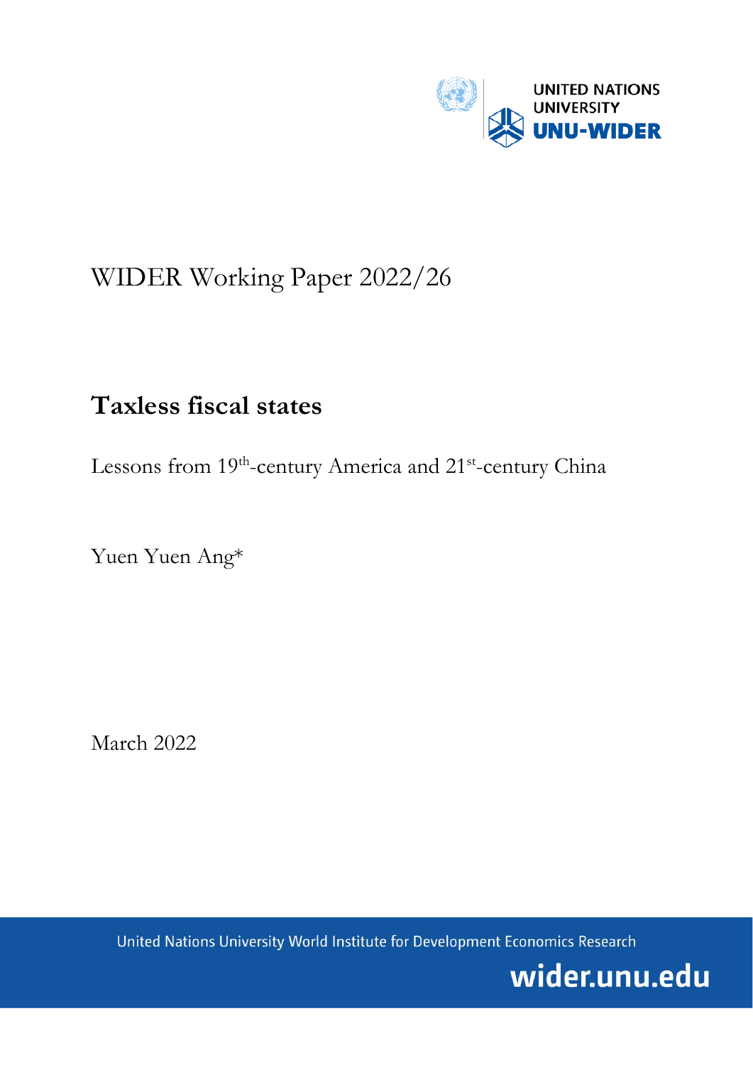UNITED NATIONS UNIVERSITY
UNU-WIDER

WIDER Working Paper 2022/26

# Taxless fiscal states

Lessons from 19th-century America and 21st-century China

Yuen Yuen Ang*

March 2022

United Nations University World Institute for Development Economics Research

wider.unu.edu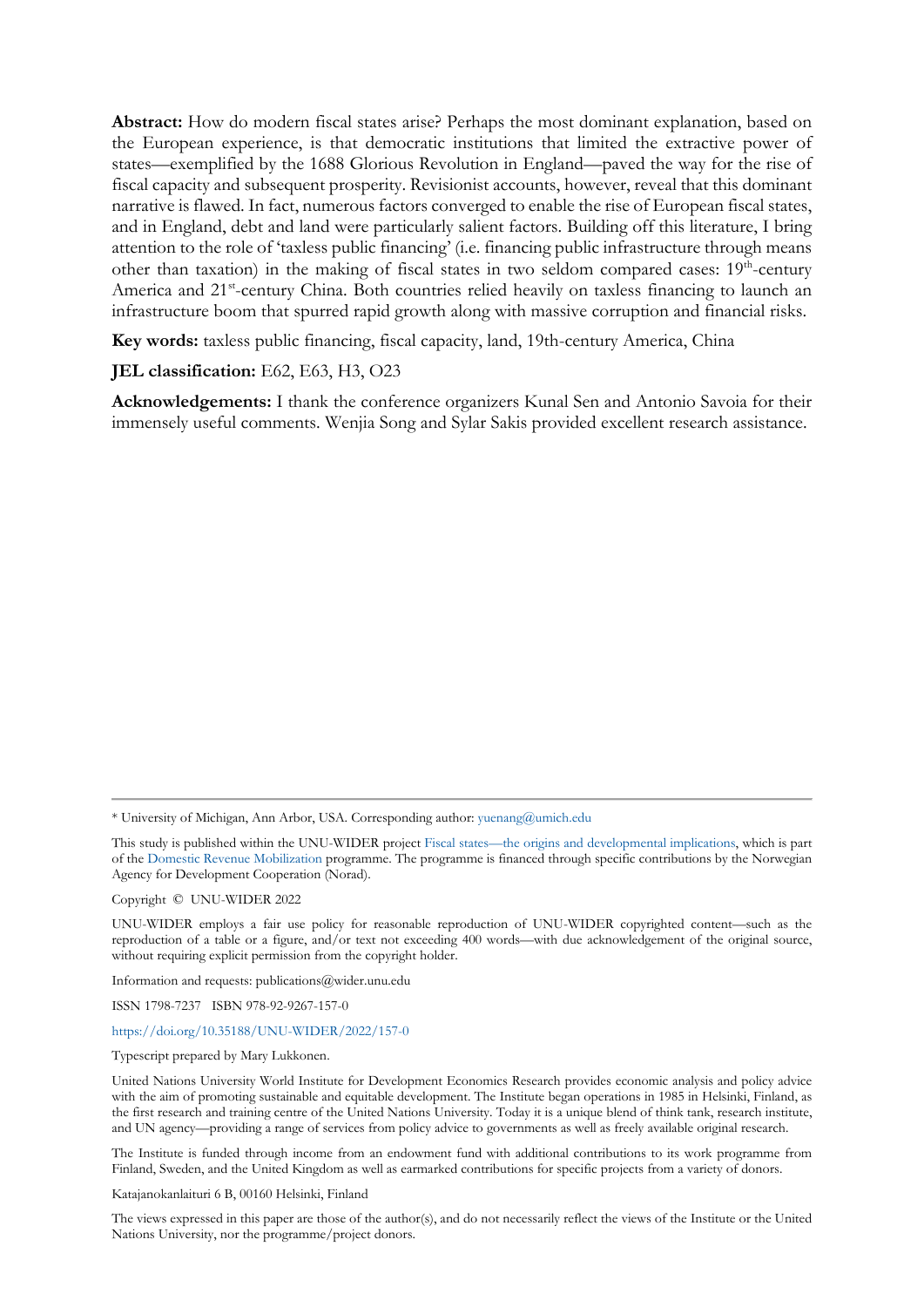**Abstract:** How do modern fiscal states arise? Perhaps the most dominant explanation, based on the European experience, is that democratic institutions that limited the extractive power of states—exemplified by the 1688 Glorious Revolution in England—paved the way for the rise of fiscal capacity and subsequent prosperity. Revisionist accounts, however, reveal that this dominant narrative is flawed. In fact, numerous factors converged to enable the rise of European fiscal states, and in England, debt and land were particularly salient factors. Building off this literature, I bring attention to the role of 'taxless public financing' (i.e. financing public infrastructure through means other than taxation) in the making of fiscal states in two seldom compared cases: 19th-century America and 21st-century China. Both countries relied heavily on taxless financing to launch an infrastructure boom that spurred rapid growth along with massive corruption and financial risks.

**Key words:** taxless public financing, fiscal capacity, land, 19th-century America, China

**JEL classification:** E62, E63, H3, O23

**Acknowledgements:** I thank the conference organizers Kunal Sen and Antonio Savoia for their immensely useful comments. Wenjia Song and Sylar Sakis provided excellent research assistance.

---

\* University of Michigan, Ann Arbor, USA. Corresponding author: yuenang@umich.edu

This study is published within the UNU-WIDER project Fiscal states—the origins and developmental implications, which is part of the Domestic Revenue Mobilization programme. The programme is financed through specific contributions by the Norwegian Agency for Development Cooperation (Norad).

Copyright © UNU-WIDER 2022

UNU-WIDER employs a fair use policy for reasonable reproduction of UNU-WIDER copyrighted content—such as the reproduction of a table or a figure, and/or text not exceeding 400 words—with due acknowledgement of the original source, without requiring explicit permission from the copyright holder.

Information and requests: publications@wider.unu.edu

ISSN 1798-7237 ISBN 978-92-9267-157-0

https://doi.org/10.35188/UNU-WIDER/2022/157-0

Typescript prepared by Mary Lukkonen.

United Nations University World Institute for Development Economics Research provides economic analysis and policy advice with the aim of promoting sustainable and equitable development. The Institute began operations in 1985 in Helsinki, Finland, as the first research and training centre of the United Nations University. Today it is a unique blend of think tank, research institute, and UN agency—providing a range of services from policy advice to governments as well as freely available original research.

The Institute is funded through income from an endowment fund with additional contributions to its work programme from Finland, Sweden, and the United Kingdom as well as earmarked contributions for specific projects from a variety of donors.

Katajanokanlaituri 6 B, 00160 Helsinki, Finland

The views expressed in this paper are those of the author(s), and do not necessarily reflect the views of the Institute or the United Nations University, nor the programme/project donors.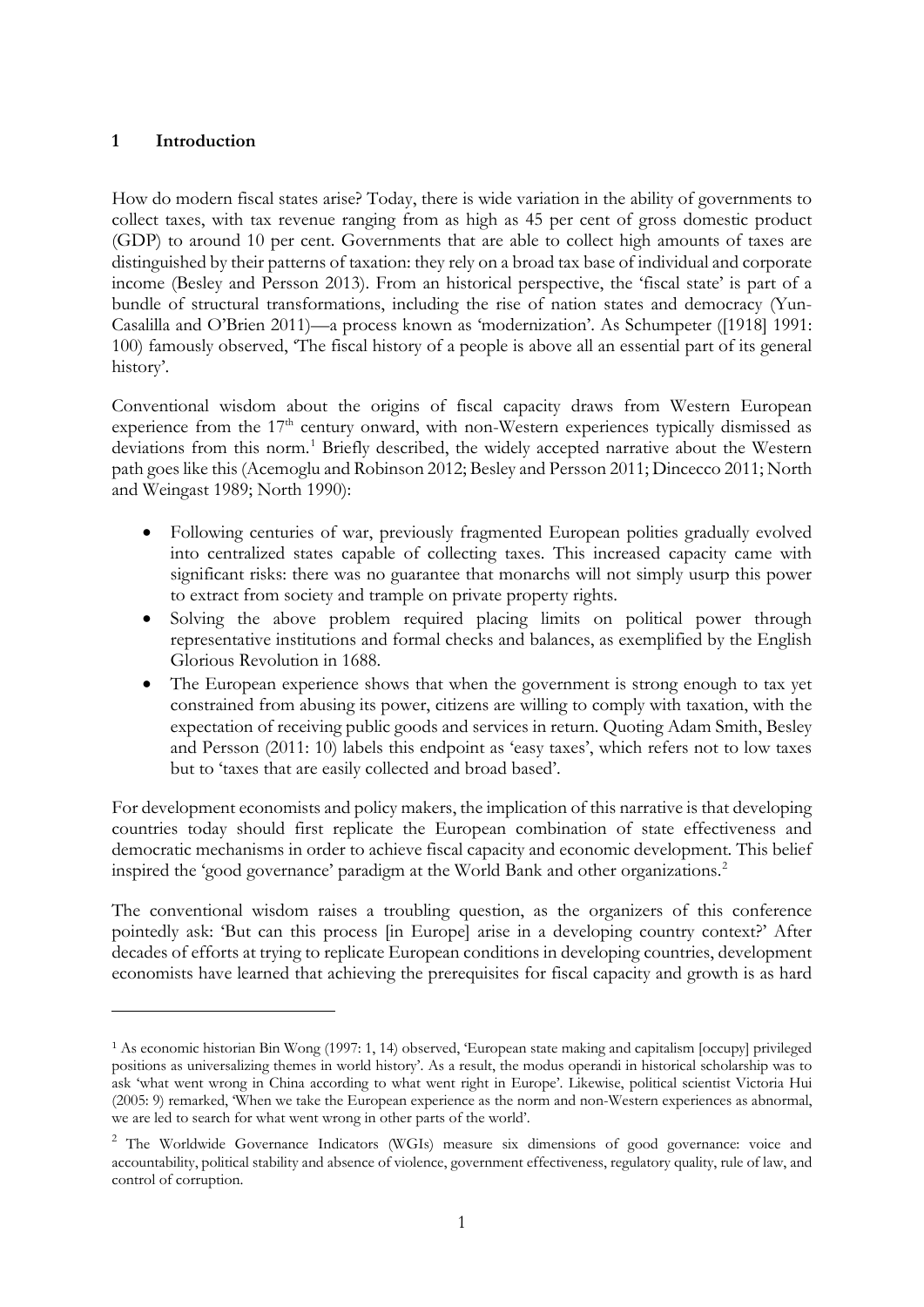## 1 Introduction

How do modern fiscal states arise? Today, there is wide variation in the ability of governments to collect taxes, with tax revenue ranging from as high as 45 per cent of gross domestic product (GDP) to around 10 per cent. Governments that are able to collect high amounts of taxes are distinguished by their patterns of taxation: they rely on a broad tax base of individual and corporate income (Besley and Persson 2013). From an historical perspective, the 'fiscal state' is part of a bundle of structural transformations, including the rise of nation states and democracy (Yun-Casalilla and O'Brien 2011)—a process known as 'modernization'. As Schumpeter ([1918] 1991: 100) famously observed, 'The fiscal history of a people is above all an essential part of its general history'.

Conventional wisdom about the origins of fiscal capacity draws from Western European experience from the 17th century onward, with non-Western experiences typically dismissed as deviations from this norm.[1] Briefly described, the widely accepted narrative about the Western path goes like this (Acemoglu and Robinson 2012; Besley and Persson 2011; Dincecco 2011; North and Weingast 1989; North 1990):

- Following centuries of war, previously fragmented European polities gradually evolved into centralized states capable of collecting taxes. This increased capacity came with significant risks: there was no guarantee that monarchs will not simply usurp this power to extract from society and trample on private property rights.
- Solving the above problem required placing limits on political power through representative institutions and formal checks and balances, as exemplified by the English Glorious Revolution in 1688.
- The European experience shows that when the government is strong enough to tax yet constrained from abusing its power, citizens are willing to comply with taxation, with the expectation of receiving public goods and services in return. Quoting Adam Smith, Besley and Persson (2011: 10) labels this endpoint as 'easy taxes', which refers not to low taxes but to 'taxes that are easily collected and broad based'.

For development economists and policy makers, the implication of this narrative is that developing countries today should first replicate the European combination of state effectiveness and democratic mechanisms in order to achieve fiscal capacity and economic development. This belief inspired the 'good governance' paradigm at the World Bank and other organizations.[2]

The conventional wisdom raises a troubling question, as the organizers of this conference pointedly ask: 'But can this process [in Europe] arise in a developing country context?' After decades of efforts at trying to replicate European conditions in developing countries, development economists have learned that achieving the prerequisites for fiscal capacity and growth is as hard

[1] As economic historian Bin Wong (1997: 1, 14) observed, 'European state making and capitalism [occupy] privileged positions as universalizing themes in world history'. As a result, the modus operandi in historical scholarship was to ask 'what went wrong in China according to what went right in Europe'. Likewise, political scientist Victoria Hui (2005: 9) remarked, 'When we take the European experience as the norm and non-Western experiences as abnormal, we are led to search for what went wrong in other parts of the world'.

[2] The Worldwide Governance Indicators (WGIs) measure six dimensions of good governance: voice and accountability, political stability and absence of violence, government effectiveness, regulatory quality, rule of law, and control of corruption.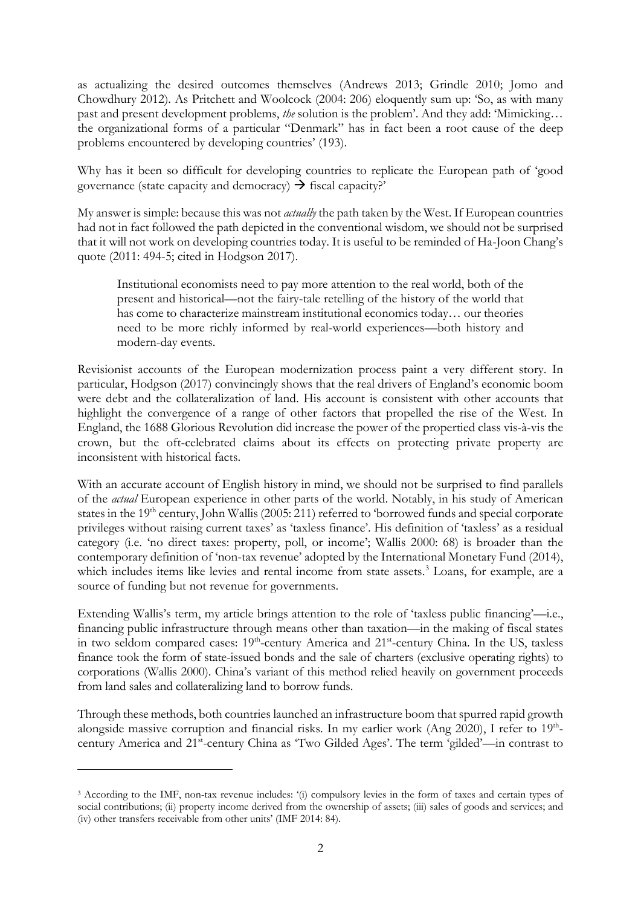as actualizing the desired outcomes themselves (Andrews 2013; Grindle 2010; Jomo and Chowdhury 2012). As Pritchett and Woolcock (2004: 206) eloquently sum up: 'So, as with many past and present development problems, *the* solution is the problem'. And they add: 'Mimicking… the organizational forms of a particular "Denmark" has in fact been a root cause of the deep problems encountered by developing countries' (193).

Why has it been so difficult for developing countries to replicate the European path of 'good governance (state capacity and democracy) → fiscal capacity?'

My answer is simple: because this was not *actually* the path taken by the West. If European countries had not in fact followed the path depicted in the conventional wisdom, we should not be surprised that it will not work on developing countries today. It is useful to be reminded of Ha-Joon Chang's quote (2011: 494-5; cited in Hodgson 2017).

> Institutional economists need to pay more attention to the real world, both of the present and historical—not the fairy-tale retelling of the history of the world that has come to characterize mainstream institutional economics today… our theories need to be more richly informed by real-world experiences—both history and modern-day events.

Revisionist accounts of the European modernization process paint a very different story. In particular, Hodgson (2017) convincingly shows that the real drivers of England's economic boom were debt and the collateralization of land. His account is consistent with other accounts that highlight the convergence of a range of other factors that propelled the rise of the West. In England, the 1688 Glorious Revolution did increase the power of the propertied class vis-à-vis the crown, but the oft-celebrated claims about its effects on protecting private property are inconsistent with historical facts.

With an accurate account of English history in mind, we should not be surprised to find parallels of the *actual* European experience in other parts of the world. Notably, in his study of American states in the 19th century, John Wallis (2005: 211) referred to 'borrowed funds and special corporate privileges without raising current taxes' as 'taxless finance'. His definition of 'taxless' as a residual category (i.e. 'no direct taxes: property, poll, or income'; Wallis 2000: 68) is broader than the contemporary definition of 'non-tax revenue' adopted by the International Monetary Fund (2014), which includes items like levies and rental income from state assets.[3] Loans, for example, are a source of funding but not revenue for governments.

Extending Wallis's term, my article brings attention to the role of 'taxless public financing'—i.e., financing public infrastructure through means other than taxation—in the making of fiscal states in two seldom compared cases: 19th-century America and 21st-century China. In the US, taxless finance took the form of state-issued bonds and the sale of charters (exclusive operating rights) to corporations (Wallis 2000). China's variant of this method relied heavily on government proceeds from land sales and collateralizing land to borrow funds.

Through these methods, both countries launched an infrastructure boom that spurred rapid growth alongside massive corruption and financial risks. In my earlier work (Ang 2020), I refer to 19th-century America and 21st-century China as 'Two Gilded Ages'. The term 'gilded'—in contrast to

---

[3] According to the IMF, non-tax revenue includes: '(i) compulsory levies in the form of taxes and certain types of social contributions; (ii) property income derived from the ownership of assets; (iii) sales of goods and services; and (iv) other transfers receivable from other units' (IMF 2014: 84).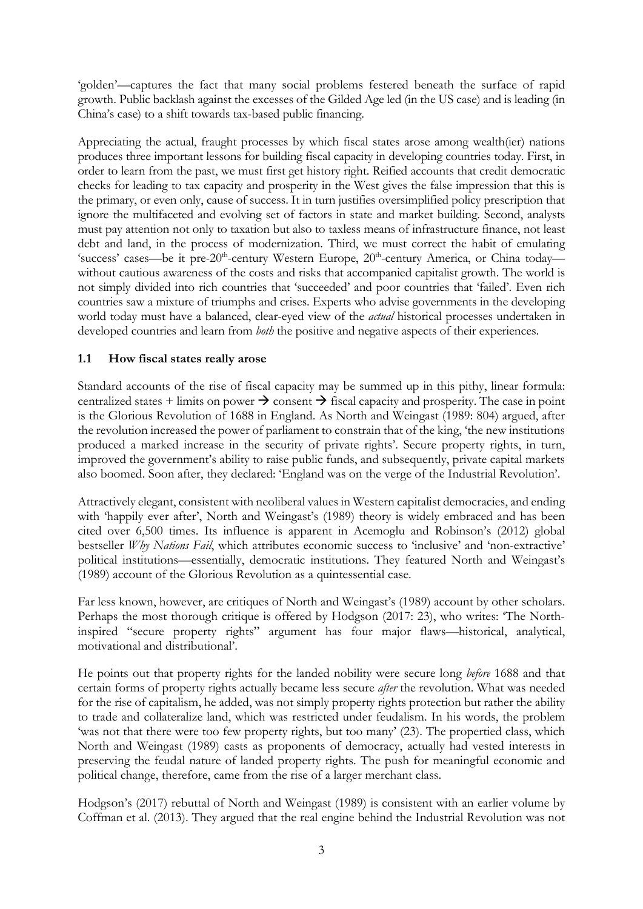'golden'—captures the fact that many social problems festered beneath the surface of rapid growth. Public backlash against the excesses of the Gilded Age led (in the US case) and is leading (in China's case) to a shift towards tax-based public financing.

Appreciating the actual, fraught processes by which fiscal states arose among wealth(ier) nations produces three important lessons for building fiscal capacity in developing countries today. First, in order to learn from the past, we must first get history right. Reified accounts that credit democratic checks for leading to tax capacity and prosperity in the West gives the false impression that this is the primary, or even only, cause of success. It in turn justifies oversimplified policy prescription that ignore the multifaceted and evolving set of factors in state and market building. Second, analysts must pay attention not only to taxation but also to taxless means of infrastructure finance, not least debt and land, in the process of modernization. Third, we must correct the habit of emulating 'success' cases—be it pre-20th-century Western Europe, 20th-century America, or China today—without cautious awareness of the costs and risks that accompanied capitalist growth. The world is not simply divided into rich countries that 'succeeded' and poor countries that 'failed'. Even rich countries saw a mixture of triumphs and crises. Experts who advise governments in the developing world today must have a balanced, clear-eyed view of the *actual* historical processes undertaken in developed countries and learn from *both* the positive and negative aspects of their experiences.

### 1.1 How fiscal states really arose

Standard accounts of the rise of fiscal capacity may be summed up in this pithy, linear formula: centralized states + limits on power → consent → fiscal capacity and prosperity. The case in point is the Glorious Revolution of 1688 in England. As North and Weingast (1989: 804) argued, after the revolution increased the power of parliament to constrain that of the king, 'the new institutions produced a marked increase in the security of private rights'. Secure property rights, in turn, improved the government's ability to raise public funds, and subsequently, private capital markets also boomed. Soon after, they declared: 'England was on the verge of the Industrial Revolution'.

Attractively elegant, consistent with neoliberal values in Western capitalist democracies, and ending with 'happily ever after', North and Weingast's (1989) theory is widely embraced and has been cited over 6,500 times. Its influence is apparent in Acemoglu and Robinson's (2012) global bestseller *Why Nations Fail*, which attributes economic success to 'inclusive' and 'non-extractive' political institutions—essentially, democratic institutions. They featured North and Weingast's (1989) account of the Glorious Revolution as a quintessential case.

Far less known, however, are critiques of North and Weingast's (1989) account by other scholars. Perhaps the most thorough critique is offered by Hodgson (2017: 23), who writes: 'The North-inspired "secure property rights" argument has four major flaws—historical, analytical, motivational and distributional'.

He points out that property rights for the landed nobility were secure long *before* 1688 and that certain forms of property rights actually became less secure *after* the revolution. What was needed for the rise of capitalism, he added, was not simply property rights protection but rather the ability to trade and collateralize land, which was restricted under feudalism. In his words, the problem 'was not that there were too few property rights, but too many' (23). The propertied class, which North and Weingast (1989) casts as proponents of democracy, actually had vested interests in preserving the feudal nature of landed property rights. The push for meaningful economic and political change, therefore, came from the rise of a larger merchant class.

Hodgson's (2017) rebuttal of North and Weingast (1989) is consistent with an earlier volume by Coffman et al. (2013). They argued that the real engine behind the Industrial Revolution was not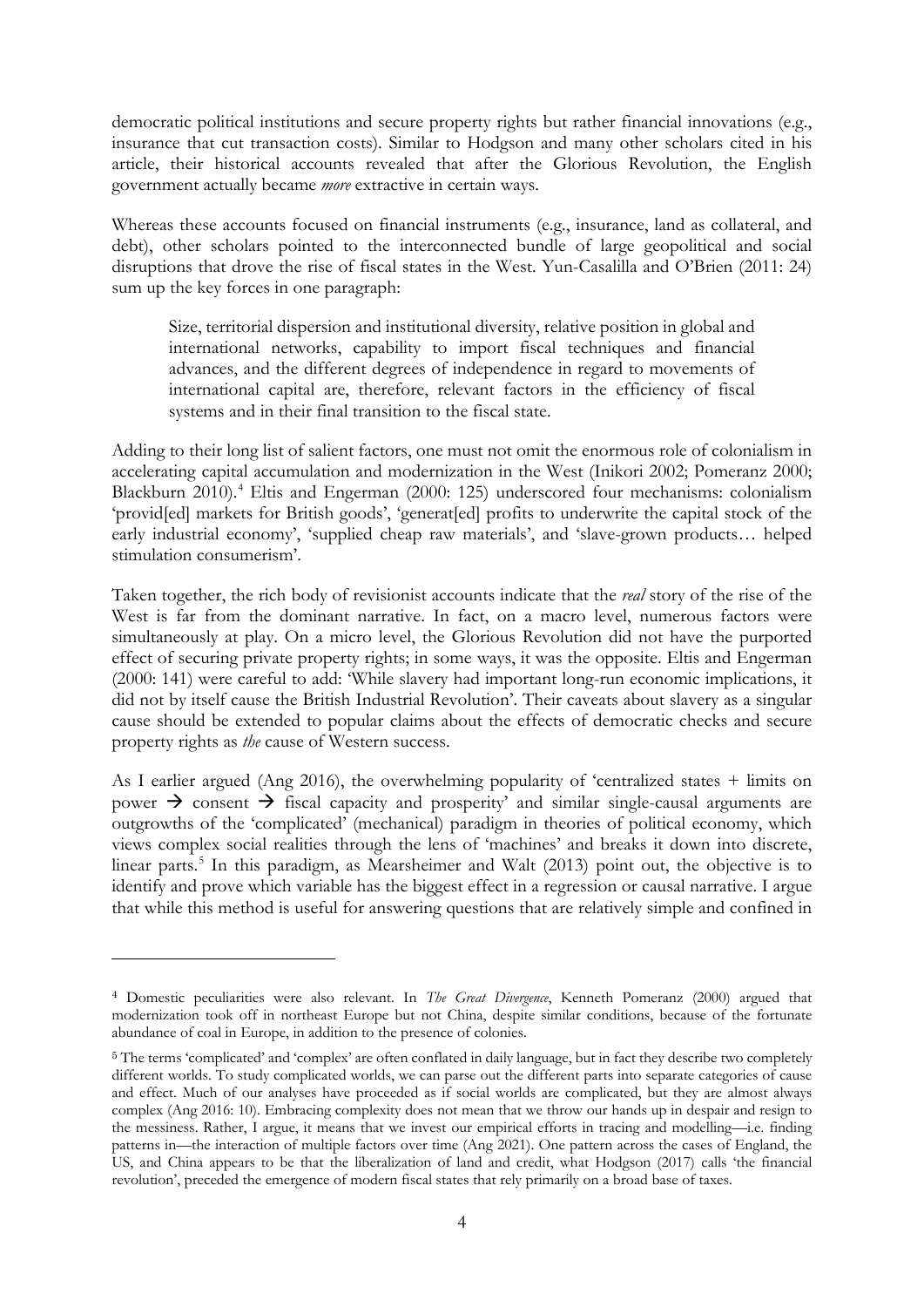democratic political institutions and secure property rights but rather financial innovations (e.g., insurance that cut transaction costs). Similar to Hodgson and many other scholars cited in his article, their historical accounts revealed that after the Glorious Revolution, the English government actually became *more* extractive in certain ways.

Whereas these accounts focused on financial instruments (e.g., insurance, land as collateral, and debt), other scholars pointed to the interconnected bundle of large geopolitical and social disruptions that drove the rise of fiscal states in the West. Yun-Casalilla and O'Brien (2011: 24) sum up the key forces in one paragraph:

> Size, territorial dispersion and institutional diversity, relative position in global and international networks, capability to import fiscal techniques and financial advances, and the different degrees of independence in regard to movements of international capital are, therefore, relevant factors in the efficiency of fiscal systems and in their final transition to the fiscal state.

Adding to their long list of salient factors, one must not omit the enormous role of colonialism in accelerating capital accumulation and modernization in the West (Inikori 2002; Pomeranz 2000; Blackburn 2010).[4] Eltis and Engerman (2000: 125) underscored four mechanisms: colonialism 'provid[ed] markets for British goods', 'generat[ed] profits to underwrite the capital stock of the early industrial economy', 'supplied cheap raw materials', and 'slave-grown products… helped stimulation consumerism'.

Taken together, the rich body of revisionist accounts indicate that the *real* story of the rise of the West is far from the dominant narrative. In fact, on a macro level, numerous factors were simultaneously at play. On a micro level, the Glorious Revolution did not have the purported effect of securing private property rights; in some ways, it was the opposite. Eltis and Engerman (2000: 141) were careful to add: 'While slavery had important long-run economic implications, it did not by itself cause the British Industrial Revolution'. Their caveats about slavery as a singular cause should be extended to popular claims about the effects of democratic checks and secure property rights as *the* cause of Western success.

As I earlier argued (Ang 2016), the overwhelming popularity of 'centralized states + limits on power → consent → fiscal capacity and prosperity' and similar single-causal arguments are outgrowths of the 'complicated' (mechanical) paradigm in theories of political economy, which views complex social realities through the lens of 'machines' and breaks it down into discrete, linear parts.[5] In this paradigm, as Mearsheimer and Walt (2013) point out, the objective is to identify and prove which variable has the biggest effect in a regression or causal narrative. I argue that while this method is useful for answering questions that are relatively simple and confined in

---

[4] Domestic peculiarities were also relevant. In *The Great Divergence*, Kenneth Pomeranz (2000) argued that modernization took off in northeast Europe but not China, despite similar conditions, because of the fortunate abundance of coal in Europe, in addition to the presence of colonies.

[5] The terms 'complicated' and 'complex' are often conflated in daily language, but in fact they describe two completely different worlds. To study complicated worlds, we can parse out the different parts into separate categories of cause and effect. Much of our analyses have proceeded as if social worlds are complicated, but they are almost always complex (Ang 2016: 10). Embracing complexity does not mean that we throw our hands up in despair and resign to the messiness. Rather, I argue, it means that we invest our empirical efforts in tracing and modelling—i.e. finding patterns in—the interaction of multiple factors over time (Ang 2021). One pattern across the cases of England, the US, and China appears to be that the liberalization of land and credit, what Hodgson (2017) calls 'the financial revolution', preceded the emergence of modern fiscal states that rely primarily on a broad base of taxes.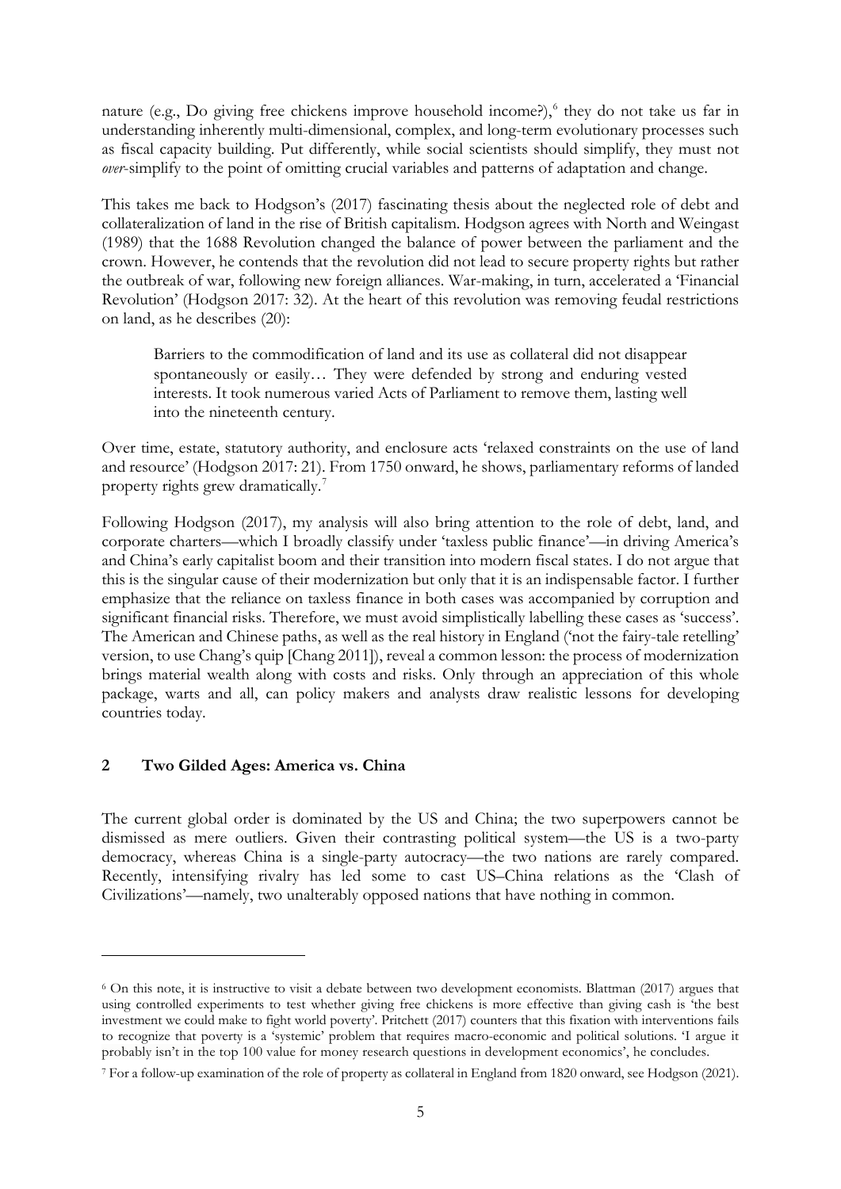nature (e.g., Do giving free chickens improve household income?),[6] they do not take us far in understanding inherently multi-dimensional, complex, and long-term evolutionary processes such as fiscal capacity building. Put differently, while social scientists should simplify, they must not *over*-simplify to the point of omitting crucial variables and patterns of adaptation and change.

This takes me back to Hodgson's (2017) fascinating thesis about the neglected role of debt and collateralization of land in the rise of British capitalism. Hodgson agrees with North and Weingast (1989) that the 1688 Revolution changed the balance of power between the parliament and the crown. However, he contends that the revolution did not lead to secure property rights but rather the outbreak of war, following new foreign alliances. War-making, in turn, accelerated a 'Financial Revolution' (Hodgson 2017: 32). At the heart of this revolution was removing feudal restrictions on land, as he describes (20):

> Barriers to the commodification of land and its use as collateral did not disappear spontaneously or easily… They were defended by strong and enduring vested interests. It took numerous varied Acts of Parliament to remove them, lasting well into the nineteenth century.

Over time, estate, statutory authority, and enclosure acts 'relaxed constraints on the use of land and resource' (Hodgson 2017: 21). From 1750 onward, he shows, parliamentary reforms of landed property rights grew dramatically.[7]

Following Hodgson (2017), my analysis will also bring attention to the role of debt, land, and corporate charters—which I broadly classify under 'taxless public finance'—in driving America's and China's early capitalist boom and their transition into modern fiscal states. I do not argue that this is the singular cause of their modernization but only that it is an indispensable factor. I further emphasize that the reliance on taxless finance in both cases was accompanied by corruption and significant financial risks. Therefore, we must avoid simplistically labelling these cases as 'success'. The American and Chinese paths, as well as the real history in England ('not the fairy-tale retelling' version, to use Chang's quip [Chang 2011]), reveal a common lesson: the process of modernization brings material wealth along with costs and risks. Only through an appreciation of this whole package, warts and all, can policy makers and analysts draw realistic lessons for developing countries today.

## 2 Two Gilded Ages: America vs. China

The current global order is dominated by the US and China; the two superpowers cannot be dismissed as mere outliers. Given their contrasting political system—the US is a two-party democracy, whereas China is a single-party autocracy—the two nations are rarely compared. Recently, intensifying rivalry has led some to cast US–China relations as the 'Clash of Civilizations'—namely, two unalterably opposed nations that have nothing in common.

---

[6] On this note, it is instructive to visit a debate between two development economists. Blattman (2017) argues that using controlled experiments to test whether giving free chickens is more effective than giving cash is 'the best investment we could make to fight world poverty'. Pritchett (2017) counters that this fixation with interventions fails to recognize that poverty is a 'systemic' problem that requires macro-economic and political solutions. 'I argue it probably isn't in the top 100 value for money research questions in development economics', he concludes.

[7] For a follow-up examination of the role of property as collateral in England from 1820 onward, see Hodgson (2021).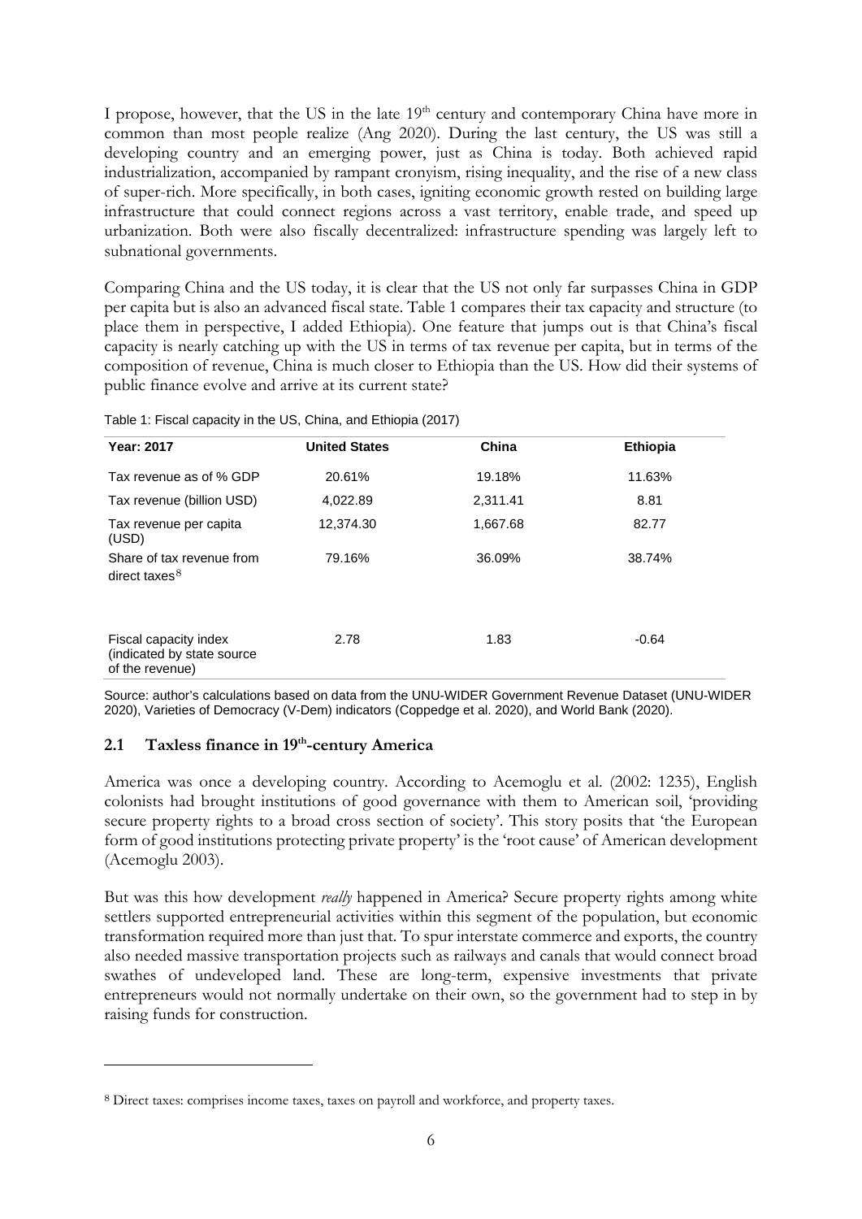I propose, however, that the US in the late 19th century and contemporary China have more in common than most people realize (Ang 2020). During the last century, the US was still a developing country and an emerging power, just as China is today. Both achieved rapid industrialization, accompanied by rampant cronyism, rising inequality, and the rise of a new class of super-rich. More specifically, in both cases, igniting economic growth rested on building large infrastructure that could connect regions across a vast territory, enable trade, and speed up urbanization. Both were also fiscally decentralized: infrastructure spending was largely left to subnational governments.

Comparing China and the US today, it is clear that the US not only far surpasses China in GDP per capita but is also an advanced fiscal state. Table 1 compares their tax capacity and structure (to place them in perspective, I added Ethiopia). One feature that jumps out is that China's fiscal capacity is nearly catching up with the US in terms of tax revenue per capita, but in terms of the composition of revenue, China is much closer to Ethiopia than the US. How did their systems of public finance evolve and arrive at its current state?

Table 1: Fiscal capacity in the US, China, and Ethiopia (2017)

| Year: 2017 | United States | China | Ethiopia |
|---|---|---|---|
| Tax revenue as of % GDP | 20.61% | 19.18% | 11.63% |
| Tax revenue (billion USD) | 4,022.89 | 2,311.41 | 8.81 |
| Tax revenue per capita (USD) | 12,374.30 | 1,667.68 | 82.77 |
| Share of tax revenue from direct taxes[8] | 79.16% | 36.09% | 38.74% |
| Fiscal capacity index (indicated by state source of the revenue) | 2.78 | 1.83 | -0.64 |

Source: author's calculations based on data from the UNU-WIDER Government Revenue Dataset (UNU-WIDER 2020), Varieties of Democracy (V-Dem) indicators (Coppedge et al. 2020), and World Bank (2020).

## 2.1 Taxless finance in 19th-century America

America was once a developing country. According to Acemoglu et al. (2002: 1235), English colonists had brought institutions of good governance with them to American soil, 'providing secure property rights to a broad cross section of society'. This story posits that 'the European form of good institutions protecting private property' is the 'root cause' of American development (Acemoglu 2003).

But was this how development *really* happened in America? Secure property rights among white settlers supported entrepreneurial activities within this segment of the population, but economic transformation required more than just that. To spur interstate commerce and exports, the country also needed massive transportation projects such as railways and canals that would connect broad swathes of undeveloped land. These are long-term, expensive investments that private entrepreneurs would not normally undertake on their own, so the government had to step in by raising funds for construction.

[8] Direct taxes: comprises income taxes, taxes on payroll and workforce, and property taxes.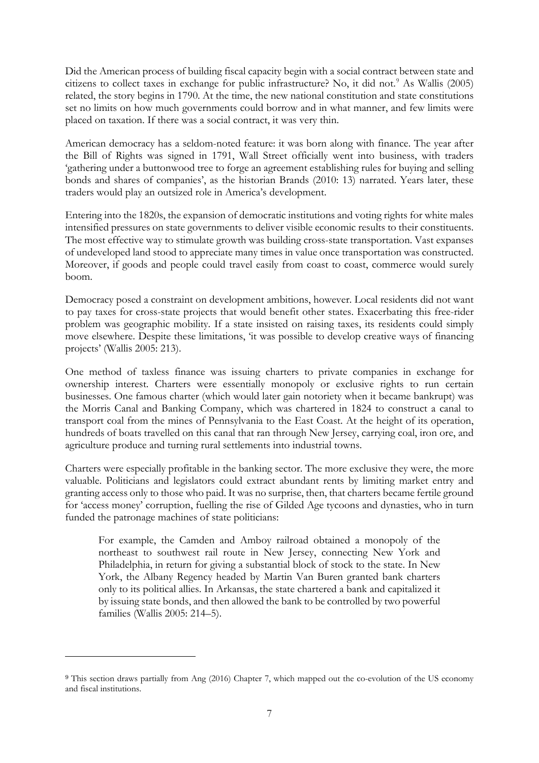Did the American process of building fiscal capacity begin with a social contract between state and citizens to collect taxes in exchange for public infrastructure? No, it did not.[9] As Wallis (2005) related, the story begins in 1790. At the time, the new national constitution and state constitutions set no limits on how much governments could borrow and in what manner, and few limits were placed on taxation. If there was a social contract, it was very thin.

American democracy has a seldom-noted feature: it was born along with finance. The year after the Bill of Rights was signed in 1791, Wall Street officially went into business, with traders 'gathering under a buttonwood tree to forge an agreement establishing rules for buying and selling bonds and shares of companies', as the historian Brands (2010: 13) narrated. Years later, these traders would play an outsized role in America's development.

Entering into the 1820s, the expansion of democratic institutions and voting rights for white males intensified pressures on state governments to deliver visible economic results to their constituents. The most effective way to stimulate growth was building cross-state transportation. Vast expanses of undeveloped land stood to appreciate many times in value once transportation was constructed. Moreover, if goods and people could travel easily from coast to coast, commerce would surely boom.

Democracy posed a constraint on development ambitions, however. Local residents did not want to pay taxes for cross-state projects that would benefit other states. Exacerbating this free-rider problem was geographic mobility. If a state insisted on raising taxes, its residents could simply move elsewhere. Despite these limitations, 'it was possible to develop creative ways of financing projects' (Wallis 2005: 213).

One method of taxless finance was issuing charters to private companies in exchange for ownership interest. Charters were essentially monopoly or exclusive rights to run certain businesses. One famous charter (which would later gain notoriety when it became bankrupt) was the Morris Canal and Banking Company, which was chartered in 1824 to construct a canal to transport coal from the mines of Pennsylvania to the East Coast. At the height of its operation, hundreds of boats travelled on this canal that ran through New Jersey, carrying coal, iron ore, and agriculture produce and turning rural settlements into industrial towns.

Charters were especially profitable in the banking sector. The more exclusive they were, the more valuable. Politicians and legislators could extract abundant rents by limiting market entry and granting access only to those who paid. It was no surprise, then, that charters became fertile ground for 'access money' corruption, fuelling the rise of Gilded Age tycoons and dynasties, who in turn funded the patronage machines of state politicians:

> For example, the Camden and Amboy railroad obtained a monopoly of the northeast to southwest rail route in New Jersey, connecting New York and Philadelphia, in return for giving a substantial block of stock to the state. In New York, the Albany Regency headed by Martin Van Buren granted bank charters only to its political allies. In Arkansas, the state chartered a bank and capitalized it by issuing state bonds, and then allowed the bank to be controlled by two powerful families (Wallis 2005: 214–5).

---

[9] This section draws partially from Ang (2016) Chapter 7, which mapped out the co-evolution of the US economy and fiscal institutions.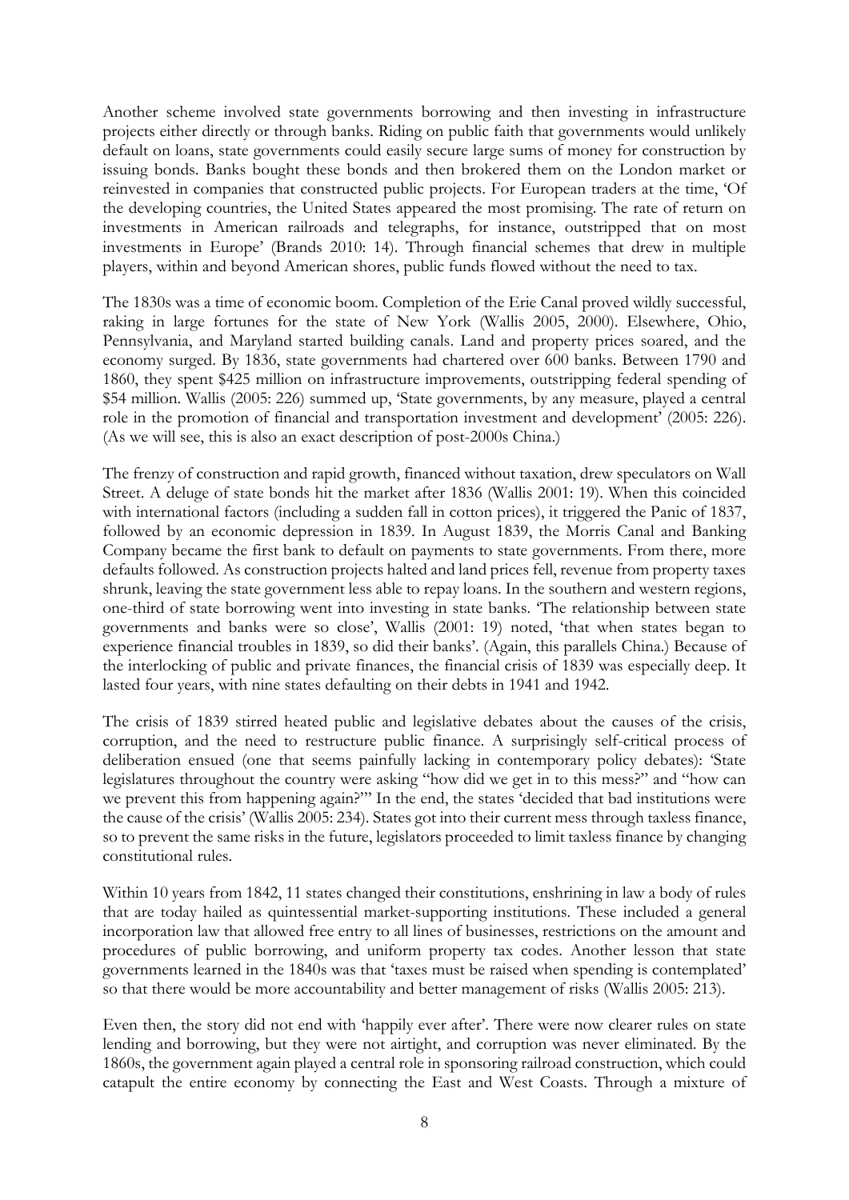Another scheme involved state governments borrowing and then investing in infrastructure projects either directly or through banks. Riding on public faith that governments would unlikely default on loans, state governments could easily secure large sums of money for construction by issuing bonds. Banks bought these bonds and then brokered them on the London market or reinvested in companies that constructed public projects. For European traders at the time, 'Of the developing countries, the United States appeared the most promising. The rate of return on investments in American railroads and telegraphs, for instance, outstripped that on most investments in Europe' (Brands 2010: 14). Through financial schemes that drew in multiple players, within and beyond American shores, public funds flowed without the need to tax.

The 1830s was a time of economic boom. Completion of the Erie Canal proved wildly successful, raking in large fortunes for the state of New York (Wallis 2005, 2000). Elsewhere, Ohio, Pennsylvania, and Maryland started building canals. Land and property prices soared, and the economy surged. By 1836, state governments had chartered over 600 banks. Between 1790 and 1860, they spent $425 million on infrastructure improvements, outstripping federal spending of $54 million. Wallis (2005: 226) summed up, 'State governments, by any measure, played a central role in the promotion of financial and transportation investment and development' (2005: 226). (As we will see, this is also an exact description of post-2000s China.)

The frenzy of construction and rapid growth, financed without taxation, drew speculators on Wall Street. A deluge of state bonds hit the market after 1836 (Wallis 2001: 19). When this coincided with international factors (including a sudden fall in cotton prices), it triggered the Panic of 1837, followed by an economic depression in 1839. In August 1839, the Morris Canal and Banking Company became the first bank to default on payments to state governments. From there, more defaults followed. As construction projects halted and land prices fell, revenue from property taxes shrunk, leaving the state government less able to repay loans. In the southern and western regions, one-third of state borrowing went into investing in state banks. 'The relationship between state governments and banks were so close', Wallis (2001: 19) noted, 'that when states began to experience financial troubles in 1839, so did their banks'. (Again, this parallels China.) Because of the interlocking of public and private finances, the financial crisis of 1839 was especially deep. It lasted four years, with nine states defaulting on their debts in 1941 and 1942.

The crisis of 1839 stirred heated public and legislative debates about the causes of the crisis, corruption, and the need to restructure public finance. A surprisingly self-critical process of deliberation ensued (one that seems painfully lacking in contemporary policy debates): 'State legislatures throughout the country were asking "how did we get in to this mess?" and "how can we prevent this from happening again?"' In the end, the states 'decided that bad institutions were the cause of the crisis' (Wallis 2005: 234). States got into their current mess through taxless finance, so to prevent the same risks in the future, legislators proceeded to limit taxless finance by changing constitutional rules.

Within 10 years from 1842, 11 states changed their constitutions, enshrining in law a body of rules that are today hailed as quintessential market-supporting institutions. These included a general incorporation law that allowed free entry to all lines of businesses, restrictions on the amount and procedures of public borrowing, and uniform property tax codes. Another lesson that state governments learned in the 1840s was that 'taxes must be raised when spending is contemplated' so that there would be more accountability and better management of risks (Wallis 2005: 213).

Even then, the story did not end with 'happily ever after'. There were now clearer rules on state lending and borrowing, but they were not airtight, and corruption was never eliminated. By the 1860s, the government again played a central role in sponsoring railroad construction, which could catapult the entire economy by connecting the East and West Coasts. Through a mixture of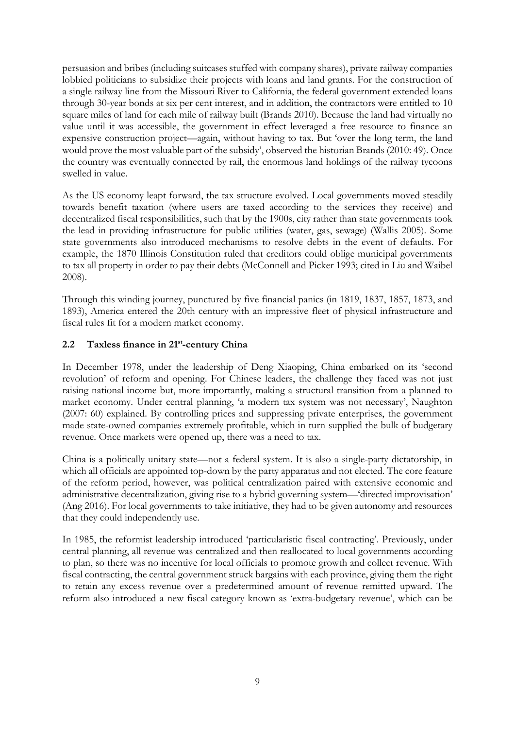persuasion and bribes (including suitcases stuffed with company shares), private railway companies lobbied politicians to subsidize their projects with loans and land grants. For the construction of a single railway line from the Missouri River to California, the federal government extended loans through 30-year bonds at six per cent interest, and in addition, the contractors were entitled to 10 square miles of land for each mile of railway built (Brands 2010). Because the land had virtually no value until it was accessible, the government in effect leveraged a free resource to finance an expensive construction project—again, without having to tax. But 'over the long term, the land would prove the most valuable part of the subsidy', observed the historian Brands (2010: 49). Once the country was eventually connected by rail, the enormous land holdings of the railway tycoons swelled in value.

As the US economy leapt forward, the tax structure evolved. Local governments moved steadily towards benefit taxation (where users are taxed according to the services they receive) and decentralized fiscal responsibilities, such that by the 1900s, city rather than state governments took the lead in providing infrastructure for public utilities (water, gas, sewage) (Wallis 2005). Some state governments also introduced mechanisms to resolve debts in the event of defaults. For example, the 1870 Illinois Constitution ruled that creditors could oblige municipal governments to tax all property in order to pay their debts (McConnell and Picker 1993; cited in Liu and Waibel 2008).

Through this winding journey, punctured by five financial panics (in 1819, 1837, 1857, 1873, and 1893), America entered the 20th century with an impressive fleet of physical infrastructure and fiscal rules fit for a modern market economy.

## 2.2 Taxless finance in 21st-century China

In December 1978, under the leadership of Deng Xiaoping, China embarked on its 'second revolution' of reform and opening. For Chinese leaders, the challenge they faced was not just raising national income but, more importantly, making a structural transition from a planned to market economy. Under central planning, 'a modern tax system was not necessary', Naughton (2007: 60) explained. By controlling prices and suppressing private enterprises, the government made state-owned companies extremely profitable, which in turn supplied the bulk of budgetary revenue. Once markets were opened up, there was a need to tax.

China is a politically unitary state—not a federal system. It is also a single-party dictatorship, in which all officials are appointed top-down by the party apparatus and not elected. The core feature of the reform period, however, was political centralization paired with extensive economic and administrative decentralization, giving rise to a hybrid governing system—'directed improvisation' (Ang 2016). For local governments to take initiative, they had to be given autonomy and resources that they could independently use.

In 1985, the reformist leadership introduced 'particularistic fiscal contracting'. Previously, under central planning, all revenue was centralized and then reallocated to local governments according to plan, so there was no incentive for local officials to promote growth and collect revenue. With fiscal contracting, the central government struck bargains with each province, giving them the right to retain any excess revenue over a predetermined amount of revenue remitted upward. The reform also introduced a new fiscal category known as 'extra-budgetary revenue', which can be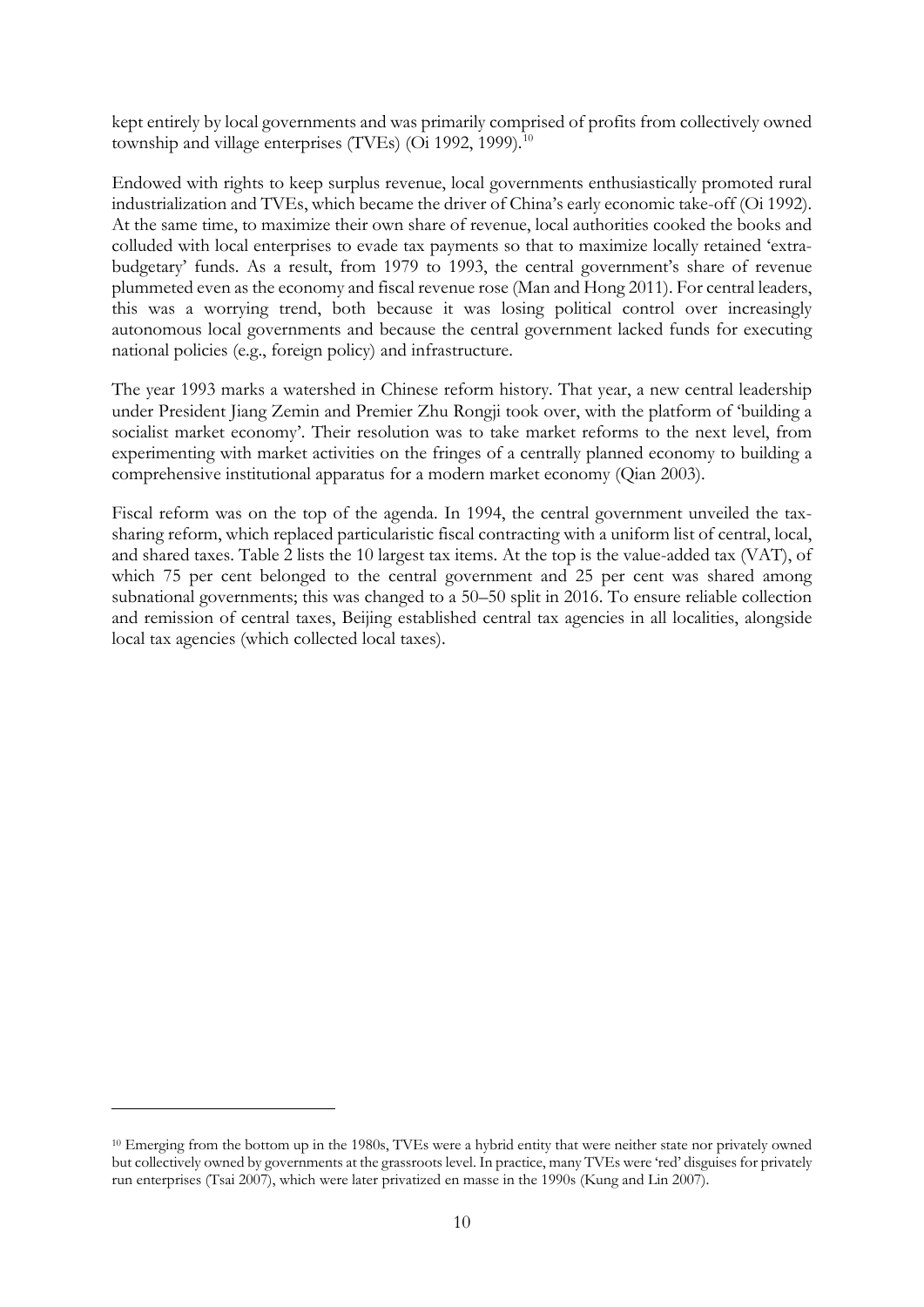kept entirely by local governments and was primarily comprised of profits from collectively owned township and village enterprises (TVEs) (Oi 1992, 1999).[10]

Endowed with rights to keep surplus revenue, local governments enthusiastically promoted rural industrialization and TVEs, which became the driver of China's early economic take-off (Oi 1992). At the same time, to maximize their own share of revenue, local authorities cooked the books and colluded with local enterprises to evade tax payments so that to maximize locally retained 'extra-budgetary' funds. As a result, from 1979 to 1993, the central government's share of revenue plummeted even as the economy and fiscal revenue rose (Man and Hong 2011). For central leaders, this was a worrying trend, both because it was losing political control over increasingly autonomous local governments and because the central government lacked funds for executing national policies (e.g., foreign policy) and infrastructure.

The year 1993 marks a watershed in Chinese reform history. That year, a new central leadership under President Jiang Zemin and Premier Zhu Rongji took over, with the platform of 'building a socialist market economy'. Their resolution was to take market reforms to the next level, from experimenting with market activities on the fringes of a centrally planned economy to building a comprehensive institutional apparatus for a modern market economy (Qian 2003).

Fiscal reform was on the top of the agenda. In 1994, the central government unveiled the tax-sharing reform, which replaced particularistic fiscal contracting with a uniform list of central, local, and shared taxes. Table 2 lists the 10 largest tax items. At the top is the value-added tax (VAT), of which 75 per cent belonged to the central government and 25 per cent was shared among subnational governments; this was changed to a 50–50 split in 2016. To ensure reliable collection and remission of central taxes, Beijing established central tax agencies in all localities, alongside local tax agencies (which collected local taxes).

[10] Emerging from the bottom up in the 1980s, TVEs were a hybrid entity that were neither state nor privately owned but collectively owned by governments at the grassroots level. In practice, many TVEs were 'red' disguises for privately run enterprises (Tsai 2007), which were later privatized en masse in the 1990s (Kung and Lin 2007).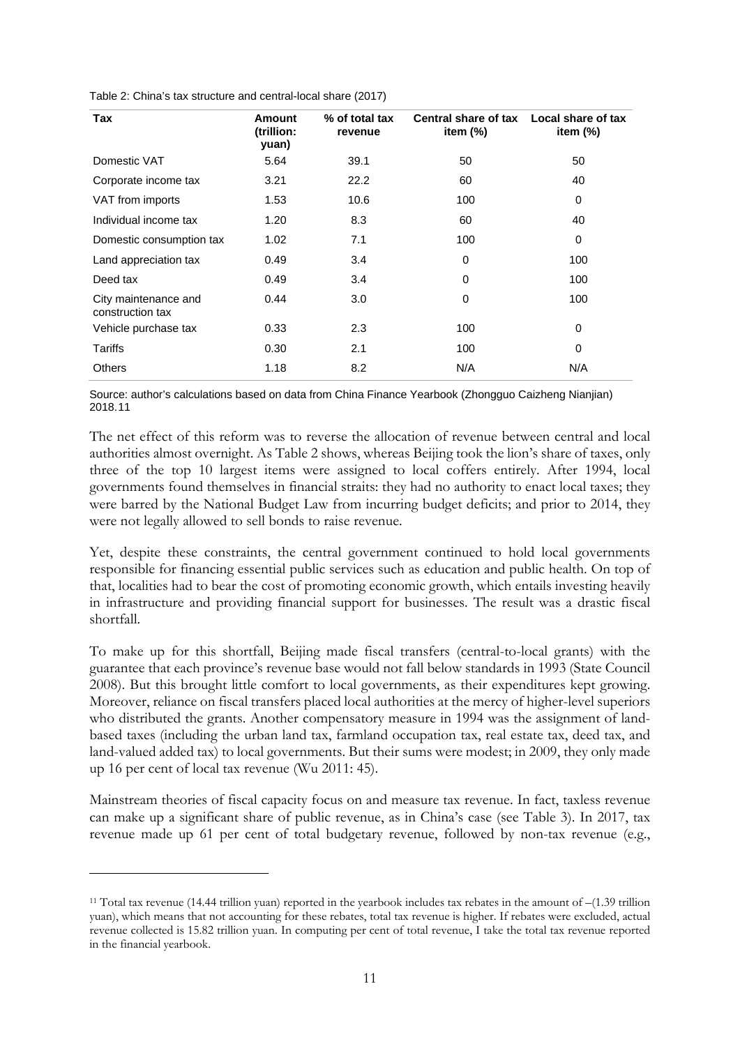Table 2: China's tax structure and central-local share (2017)

| Tax | Amount (trillion: yuan) | % of total tax revenue | Central share of tax item (%) | Local share of tax item (%) |
|---|---|---|---|---|
| Domestic VAT | 5.64 | 39.1 | 50 | 50 |
| Corporate income tax | 3.21 | 22.2 | 60 | 40 |
| VAT from imports | 1.53 | 10.6 | 100 | 0 |
| Individual income tax | 1.20 | 8.3 | 60 | 40 |
| Domestic consumption tax | 1.02 | 7.1 | 100 | 0 |
| Land appreciation tax | 0.49 | 3.4 | 0 | 100 |
| Deed tax | 0.49 | 3.4 | 0 | 100 |
| City maintenance and construction tax | 0.44 | 3.0 | 0 | 100 |
| Vehicle purchase tax | 0.33 | 2.3 | 100 | 0 |
| Tariffs | 0.30 | 2.1 | 100 | 0 |
| Others | 1.18 | 8.2 | N/A | N/A |

Source: author's calculations based on data from China Finance Yearbook (Zhongguo Caizheng Nianjian) 2018.[11]

The net effect of this reform was to reverse the allocation of revenue between central and local authorities almost overnight. As Table 2 shows, whereas Beijing took the lion's share of taxes, only three of the top 10 largest items were assigned to local coffers entirely. After 1994, local governments found themselves in financial straits: they had no authority to enact local taxes; they were barred by the National Budget Law from incurring budget deficits; and prior to 2014, they were not legally allowed to sell bonds to raise revenue.

Yet, despite these constraints, the central government continued to hold local governments responsible for financing essential public services such as education and public health. On top of that, localities had to bear the cost of promoting economic growth, which entails investing heavily in infrastructure and providing financial support for businesses. The result was a drastic fiscal shortfall.

To make up for this shortfall, Beijing made fiscal transfers (central-to-local grants) with the guarantee that each province's revenue base would not fall below standards in 1993 (State Council 2008). But this brought little comfort to local governments, as their expenditures kept growing. Moreover, reliance on fiscal transfers placed local authorities at the mercy of higher-level superiors who distributed the grants. Another compensatory measure in 1994 was the assignment of land-based taxes (including the urban land tax, farmland occupation tax, real estate tax, deed tax, and land-valued added tax) to local governments. But their sums were modest; in 2009, they only made up 16 per cent of local tax revenue (Wu 2011: 45).

Mainstream theories of fiscal capacity focus on and measure tax revenue. In fact, taxless revenue can make up a significant share of public revenue, as in China's case (see Table 3). In 2017, tax revenue made up 61 per cent of total budgetary revenue, followed by non-tax revenue (e.g.,

[11] Total tax revenue (14.44 trillion yuan) reported in the yearbook includes tax rebates in the amount of –(1.39 trillion yuan), which means that not accounting for these rebates, total tax revenue is higher. If rebates were excluded, actual revenue collected is 15.82 trillion yuan. In computing per cent of total revenue, I take the total tax revenue reported in the financial yearbook.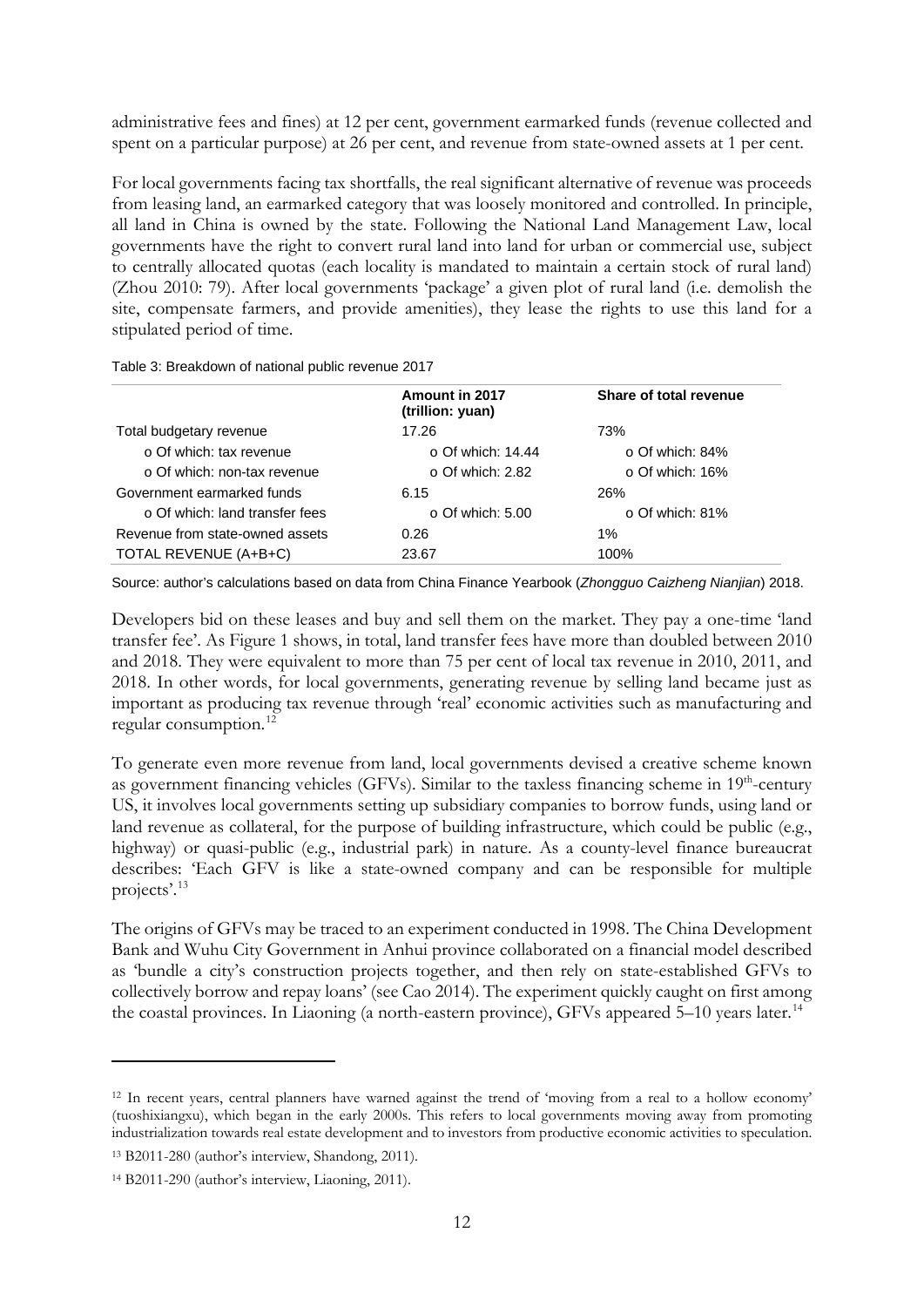administrative fees and fines) at 12 per cent, government earmarked funds (revenue collected and spent on a particular purpose) at 26 per cent, and revenue from state-owned assets at 1 per cent.

For local governments facing tax shortfalls, the real significant alternative of revenue was proceeds from leasing land, an earmarked category that was loosely monitored and controlled. In principle, all land in China is owned by the state. Following the National Land Management Law, local governments have the right to convert rural land into land for urban or commercial use, subject to centrally allocated quotas (each locality is mandated to maintain a certain stock of rural land) (Zhou 2010: 79). After local governments 'package' a given plot of rural land (i.e. demolish the site, compensate farmers, and provide amenities), they lease the rights to use this land for a stipulated period of time.

Table 3: Breakdown of national public revenue 2017

| | Amount in 2017 (trillion: yuan) | Share of total revenue |
|---|---|---|
| Total budgetary revenue | 17.26 | 73% |
| o Of which: tax revenue | o Of which: 14.44 | o Of which: 84% |
| o Of which: non-tax revenue | o Of which: 2.82 | o Of which: 16% |
| Government earmarked funds | 6.15 | 26% |
| o Of which: land transfer fees | o Of which: 5.00 | o Of which: 81% |
| Revenue from state-owned assets | 0.26 | 1% |
| TOTAL REVENUE (A+B+C) | 23.67 | 100% |

Source: author's calculations based on data from China Finance Yearbook (*Zhongguo Caizheng Nianjian*) 2018.

Developers bid on these leases and buy and sell them on the market. They pay a one-time 'land transfer fee'. As Figure 1 shows, in total, land transfer fees have more than doubled between 2010 and 2018. They were equivalent to more than 75 per cent of local tax revenue in 2010, 2011, and 2018. In other words, for local governments, generating revenue by selling land became just as important as producing tax revenue through 'real' economic activities such as manufacturing and regular consumption.[12]

To generate even more revenue from land, local governments devised a creative scheme known as government financing vehicles (GFVs). Similar to the taxless financing scheme in 19th-century US, it involves local governments setting up subsidiary companies to borrow funds, using land or land revenue as collateral, for the purpose of building infrastructure, which could be public (e.g., highway) or quasi-public (e.g., industrial park) in nature. As a county-level finance bureaucrat describes: 'Each GFV is like a state-owned company and can be responsible for multiple projects'.[13]

The origins of GFVs may be traced to an experiment conducted in 1998. The China Development Bank and Wuhu City Government in Anhui province collaborated on a financial model described as 'bundle a city's construction projects together, and then rely on state-established GFVs to collectively borrow and repay loans' (see Cao 2014). The experiment quickly caught on first among the coastal provinces. In Liaoning (a north-eastern province), GFVs appeared 5–10 years later.[14]

---

[12] In recent years, central planners have warned against the trend of 'moving from a real to a hollow economy' (tuoshixiangxu), which began in the early 2000s. This refers to local governments moving away from promoting industrialization towards real estate development and to investors from productive economic activities to speculation.

[13] B2011-280 (author's interview, Shandong, 2011).

[14] B2011-290 (author's interview, Liaoning, 2011).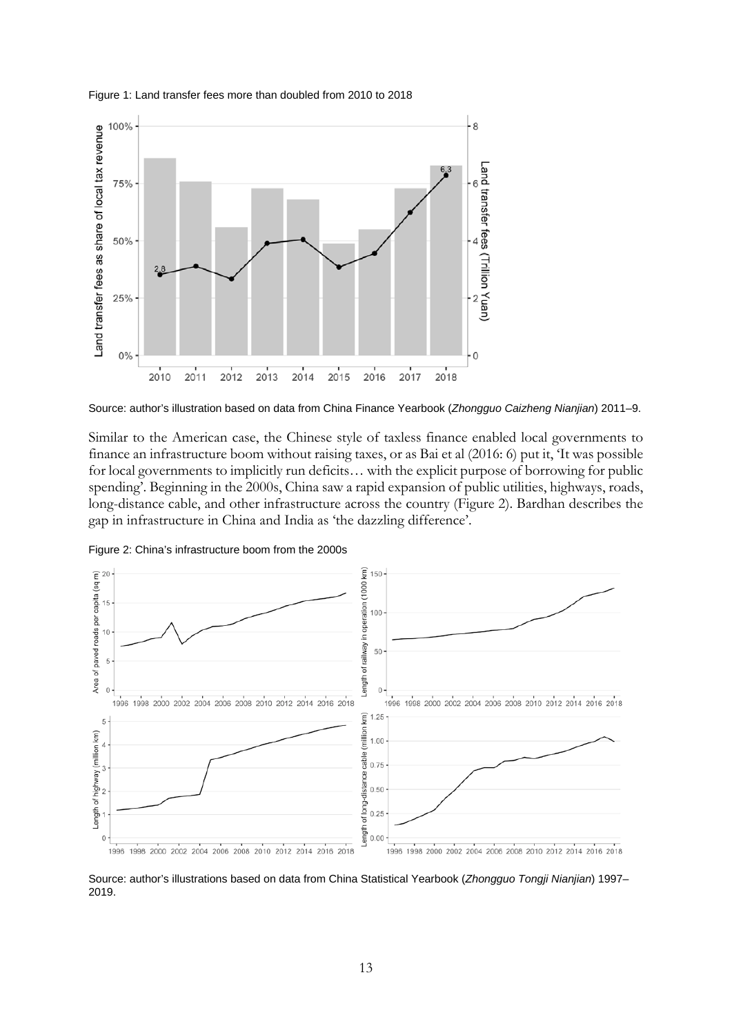Figure 1: Land transfer fees more than doubled from 2010 to 2018

Source: author's illustration based on data from China Finance Yearbook (*Zhongguo Caizheng Nianjian*) 2011–9.

Similar to the American case, the Chinese style of taxless finance enabled local governments to finance an infrastructure boom without raising taxes, or as Bai et al (2016: 6) put it, 'It was possible for local governments to implicitly run deficits… with the explicit purpose of borrowing for public spending'. Beginning in the 2000s, China saw a rapid expansion of public utilities, highways, roads, long-distance cable, and other infrastructure across the country (Figure 2). Bardhan describes the gap in infrastructure in China and India as 'the dazzling difference'.

Figure 2: China's infrastructure boom from the 2000s

Source: author's illustrations based on data from China Statistical Yearbook (*Zhongguo Tongji Nianjian*) 1997–2019.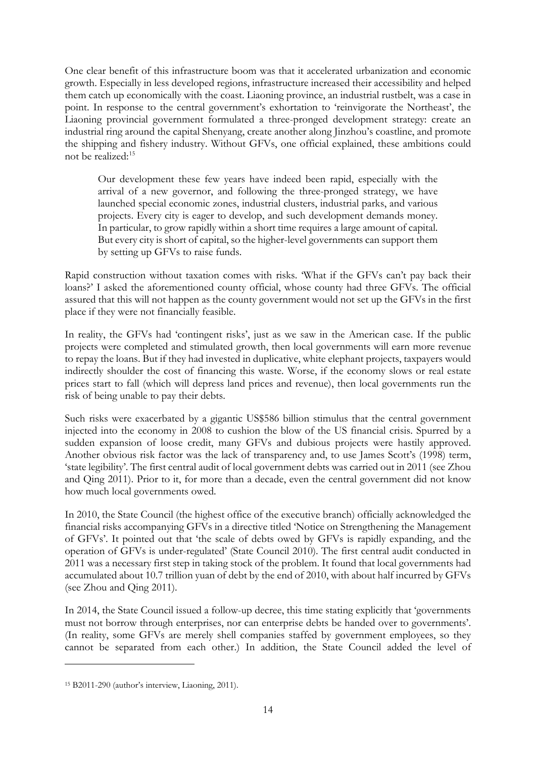One clear benefit of this infrastructure boom was that it accelerated urbanization and economic growth. Especially in less developed regions, infrastructure increased their accessibility and helped them catch up economically with the coast. Liaoning province, an industrial rustbelt, was a case in point. In response to the central government's exhortation to 'reinvigorate the Northeast', the Liaoning provincial government formulated a three-pronged development strategy: create an industrial ring around the capital Shenyang, create another along Jinzhou's coastline, and promote the shipping and fishery industry. Without GFVs, one official explained, these ambitions could not be realized:[15]

> Our development these few years have indeed been rapid, especially with the arrival of a new governor, and following the three-pronged strategy, we have launched special economic zones, industrial clusters, industrial parks, and various projects. Every city is eager to develop, and such development demands money. In particular, to grow rapidly within a short time requires a large amount of capital. But every city is short of capital, so the higher-level governments can support them by setting up GFVs to raise funds.

Rapid construction without taxation comes with risks. 'What if the GFVs can't pay back their loans?' I asked the aforementioned county official, whose county had three GFVs. The official assured that this will not happen as the county government would not set up the GFVs in the first place if they were not financially feasible.

In reality, the GFVs had 'contingent risks', just as we saw in the American case. If the public projects were completed and stimulated growth, then local governments will earn more revenue to repay the loans. But if they had invested in duplicative, white elephant projects, taxpayers would indirectly shoulder the cost of financing this waste. Worse, if the economy slows or real estate prices start to fall (which will depress land prices and revenue), then local governments run the risk of being unable to pay their debts.

Such risks were exacerbated by a gigantic US$586 billion stimulus that the central government injected into the economy in 2008 to cushion the blow of the US financial crisis. Spurred by a sudden expansion of loose credit, many GFVs and dubious projects were hastily approved. Another obvious risk factor was the lack of transparency and, to use James Scott's (1998) term, 'state legibility'. The first central audit of local government debts was carried out in 2011 (see Zhou and Qing 2011). Prior to it, for more than a decade, even the central government did not know how much local governments owed.

In 2010, the State Council (the highest office of the executive branch) officially acknowledged the financial risks accompanying GFVs in a directive titled 'Notice on Strengthening the Management of GFVs'. It pointed out that 'the scale of debts owed by GFVs is rapidly expanding, and the operation of GFVs is under-regulated' (State Council 2010). The first central audit conducted in 2011 was a necessary first step in taking stock of the problem. It found that local governments had accumulated about 10.7 trillion yuan of debt by the end of 2010, with about half incurred by GFVs (see Zhou and Qing 2011).

In 2014, the State Council issued a follow-up decree, this time stating explicitly that 'governments must not borrow through enterprises, nor can enterprise debts be handed over to governments'. (In reality, some GFVs are merely shell companies staffed by government employees, so they cannot be separated from each other.) In addition, the State Council added the level of

---

[15] B2011-290 (author's interview, Liaoning, 2011).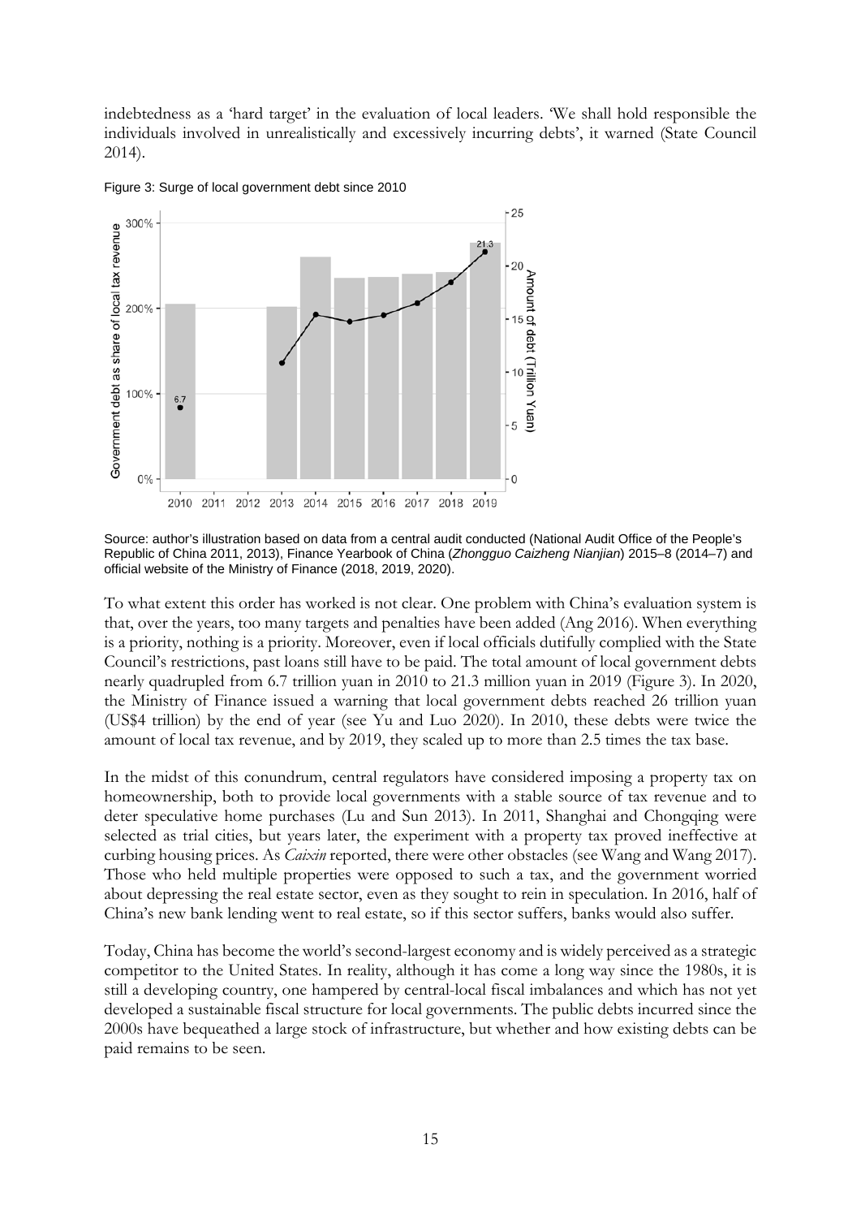indebtedness as a 'hard target' in the evaluation of local leaders. 'We shall hold responsible the individuals involved in unrealistically and excessively incurring debts', it warned (State Council 2014).

Figure 3: Surge of local government debt since 2010

Source: author's illustration based on data from a central audit conducted (National Audit Office of the People's Republic of China 2011, 2013), Finance Yearbook of China (*Zhongguo Caizheng Nianjian*) 2015–8 (2014–7) and official website of the Ministry of Finance (2018, 2019, 2020).

To what extent this order has worked is not clear. One problem with China's evaluation system is that, over the years, too many targets and penalties have been added (Ang 2016). When everything is a priority, nothing is a priority. Moreover, even if local officials dutifully complied with the State Council's restrictions, past loans still have to be paid. The total amount of local government debts nearly quadrupled from 6.7 trillion yuan in 2010 to 21.3 million yuan in 2019 (Figure 3). In 2020, the Ministry of Finance issued a warning that local government debts reached 26 trillion yuan (US$4 trillion) by the end of year (see Yu and Luo 2020). In 2010, these debts were twice the amount of local tax revenue, and by 2019, they scaled up to more than 2.5 times the tax base.

In the midst of this conundrum, central regulators have considered imposing a property tax on homeownership, both to provide local governments with a stable source of tax revenue and to deter speculative home purchases (Lu and Sun 2013). In 2011, Shanghai and Chongqing were selected as trial cities, but years later, the experiment with a property tax proved ineffective at curbing housing prices. As *Caixin* reported, there were other obstacles (see Wang and Wang 2017). Those who held multiple properties were opposed to such a tax, and the government worried about depressing the real estate sector, even as they sought to rein in speculation. In 2016, half of China's new bank lending went to real estate, so if this sector suffers, banks would also suffer.

Today, China has become the world's second-largest economy and is widely perceived as a strategic competitor to the United States. In reality, although it has come a long way since the 1980s, it is still a developing country, one hampered by central-local fiscal imbalances and which has not yet developed a sustainable fiscal structure for local governments. The public debts incurred since the 2000s have bequeathed a large stock of infrastructure, but whether and how existing debts can be paid remains to be seen.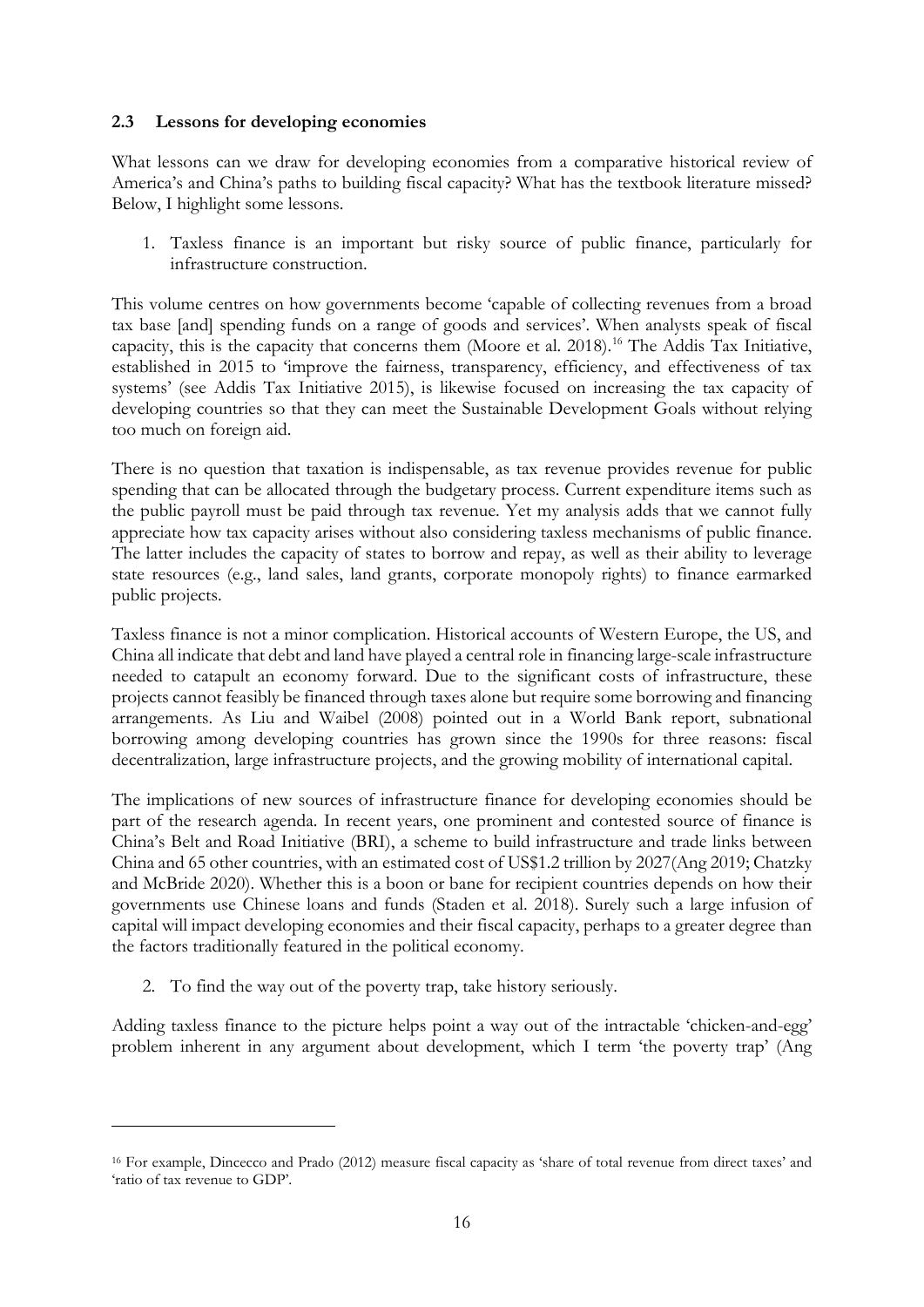### 2.3 Lessons for developing economies

What lessons can we draw for developing economies from a comparative historical review of America's and China's paths to building fiscal capacity? What has the textbook literature missed? Below, I highlight some lessons.

1. Taxless finance is an important but risky source of public finance, particularly for infrastructure construction.

This volume centres on how governments become 'capable of collecting revenues from a broad tax base [and] spending funds on a range of goods and services'. When analysts speak of fiscal capacity, this is the capacity that concerns them (Moore et al. 2018).[16] The Addis Tax Initiative, established in 2015 to 'improve the fairness, transparency, efficiency, and effectiveness of tax systems' (see Addis Tax Initiative 2015), is likewise focused on increasing the tax capacity of developing countries so that they can meet the Sustainable Development Goals without relying too much on foreign aid.

There is no question that taxation is indispensable, as tax revenue provides revenue for public spending that can be allocated through the budgetary process. Current expenditure items such as the public payroll must be paid through tax revenue. Yet my analysis adds that we cannot fully appreciate how tax capacity arises without also considering taxless mechanisms of public finance. The latter includes the capacity of states to borrow and repay, as well as their ability to leverage state resources (e.g., land sales, land grants, corporate monopoly rights) to finance earmarked public projects.

Taxless finance is not a minor complication. Historical accounts of Western Europe, the US, and China all indicate that debt and land have played a central role in financing large-scale infrastructure needed to catapult an economy forward. Due to the significant costs of infrastructure, these projects cannot feasibly be financed through taxes alone but require some borrowing and financing arrangements. As Liu and Waibel (2008) pointed out in a World Bank report, subnational borrowing among developing countries has grown since the 1990s for three reasons: fiscal decentralization, large infrastructure projects, and the growing mobility of international capital.

The implications of new sources of infrastructure finance for developing economies should be part of the research agenda. In recent years, one prominent and contested source of finance is China's Belt and Road Initiative (BRI), a scheme to build infrastructure and trade links between China and 65 other countries, with an estimated cost of US$1.2 trillion by 2027(Ang 2019; Chatzky and McBride 2020). Whether this is a boon or bane for recipient countries depends on how their governments use Chinese loans and funds (Staden et al. 2018). Surely such a large infusion of capital will impact developing economies and their fiscal capacity, perhaps to a greater degree than the factors traditionally featured in the political economy.

2. To find the way out of the poverty trap, take history seriously.

Adding taxless finance to the picture helps point a way out of the intractable 'chicken-and-egg' problem inherent in any argument about development, which I term 'the poverty trap' (Ang

[16] For example, Dincecco and Prado (2012) measure fiscal capacity as 'share of total revenue from direct taxes' and 'ratio of tax revenue to GDP'.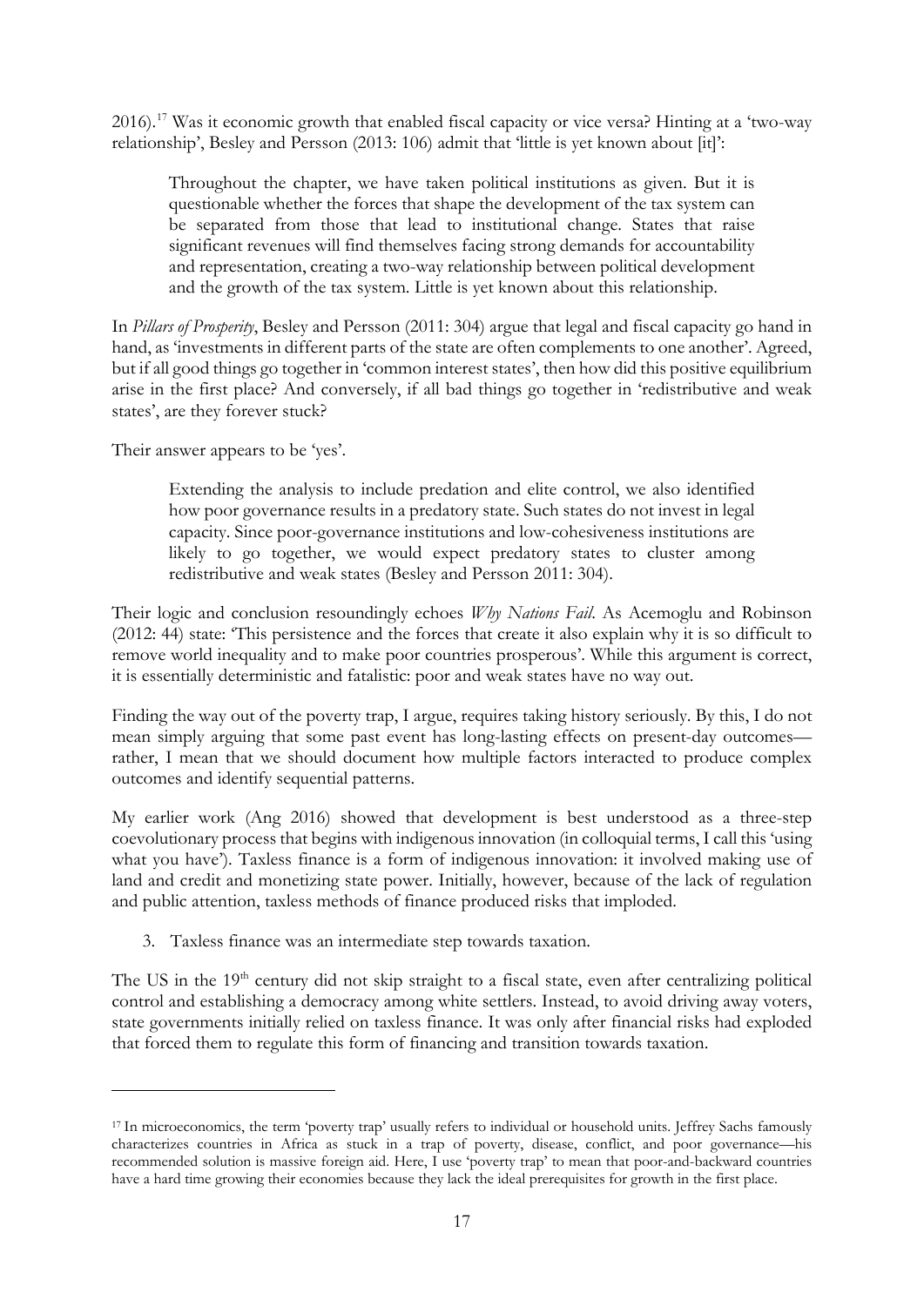2016).[17] Was it economic growth that enabled fiscal capacity or vice versa? Hinting at a 'two-way relationship', Besley and Persson (2013: 106) admit that 'little is yet known about [it]':

> Throughout the chapter, we have taken political institutions as given. But it is questionable whether the forces that shape the development of the tax system can be separated from those that lead to institutional change. States that raise significant revenues will find themselves facing strong demands for accountability and representation, creating a two-way relationship between political development and the growth of the tax system. Little is yet known about this relationship.

In *Pillars of Prosperity*, Besley and Persson (2011: 304) argue that legal and fiscal capacity go hand in hand, as 'investments in different parts of the state are often complements to one another'. Agreed, but if all good things go together in 'common interest states', then how did this positive equilibrium arise in the first place? And conversely, if all bad things go together in 'redistributive and weak states', are they forever stuck?

Their answer appears to be 'yes'.

> Extending the analysis to include predation and elite control, we also identified how poor governance results in a predatory state. Such states do not invest in legal capacity. Since poor-governance institutions and low-cohesiveness institutions are likely to go together, we would expect predatory states to cluster among redistributive and weak states (Besley and Persson 2011: 304).

Their logic and conclusion resoundingly echoes *Why Nations Fail*. As Acemoglu and Robinson (2012: 44) state: 'This persistence and the forces that create it also explain why it is so difficult to remove world inequality and to make poor countries prosperous'. While this argument is correct, it is essentially deterministic and fatalistic: poor and weak states have no way out.

Finding the way out of the poverty trap, I argue, requires taking history seriously. By this, I do not mean simply arguing that some past event has long-lasting effects on present-day outcomes—rather, I mean that we should document how multiple factors interacted to produce complex outcomes and identify sequential patterns.

My earlier work (Ang 2016) showed that development is best understood as a three-step coevolutionary process that begins with indigenous innovation (in colloquial terms, I call this 'using what you have'). Taxless finance is a form of indigenous innovation: it involved making use of land and credit and monetizing state power. Initially, however, because of the lack of regulation and public attention, taxless methods of finance produced risks that imploded.

3. Taxless finance was an intermediate step towards taxation.

The US in the 19th century did not skip straight to a fiscal state, even after centralizing political control and establishing a democracy among white settlers. Instead, to avoid driving away voters, state governments initially relied on taxless finance. It was only after financial risks had exploded that forced them to regulate this form of financing and transition towards taxation.

---

[17] In microeconomics, the term 'poverty trap' usually refers to individual or household units. Jeffrey Sachs famously characterizes countries in Africa as stuck in a trap of poverty, disease, conflict, and poor governance—his recommended solution is massive foreign aid. Here, I use 'poverty trap' to mean that poor-and-backward countries have a hard time growing their economies because they lack the ideal prerequisites for growth in the first place.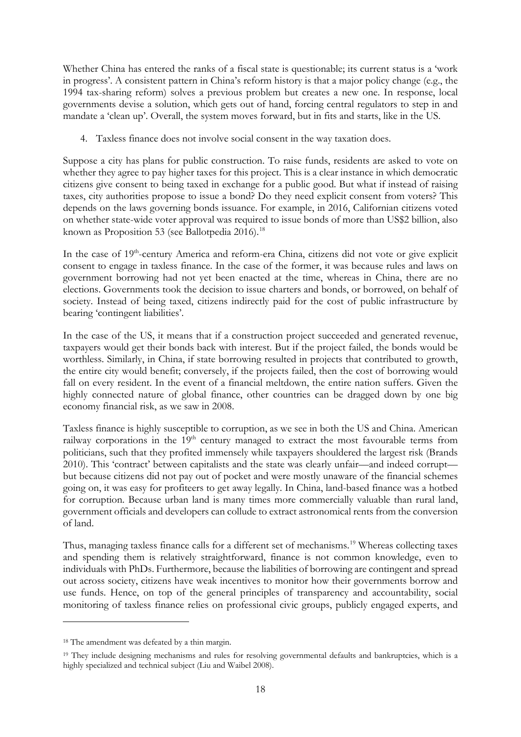Whether China has entered the ranks of a fiscal state is questionable; its current status is a 'work in progress'. A consistent pattern in China's reform history is that a major policy change (e.g., the 1994 tax-sharing reform) solves a previous problem but creates a new one. In response, local governments devise a solution, which gets out of hand, forcing central regulators to step in and mandate a 'clean up'. Overall, the system moves forward, but in fits and starts, like in the US.

4. Taxless finance does not involve social consent in the way taxation does.

Suppose a city has plans for public construction. To raise funds, residents are asked to vote on whether they agree to pay higher taxes for this project. This is a clear instance in which democratic citizens give consent to being taxed in exchange for a public good. But what if instead of raising taxes, city authorities propose to issue a bond? Do they need explicit consent from voters? This depends on the laws governing bonds issuance. For example, in 2016, Californian citizens voted on whether state-wide voter approval was required to issue bonds of more than US$2 billion, also known as Proposition 53 (see Ballotpedia 2016).[18]

In the case of 19th-century America and reform-era China, citizens did not vote or give explicit consent to engage in taxless finance. In the case of the former, it was because rules and laws on government borrowing had not yet been enacted at the time, whereas in China, there are no elections. Governments took the decision to issue charters and bonds, or borrowed, on behalf of society. Instead of being taxed, citizens indirectly paid for the cost of public infrastructure by bearing 'contingent liabilities'.

In the case of the US, it means that if a construction project succeeded and generated revenue, taxpayers would get their bonds back with interest. But if the project failed, the bonds would be worthless. Similarly, in China, if state borrowing resulted in projects that contributed to growth, the entire city would benefit; conversely, if the projects failed, then the cost of borrowing would fall on every resident. In the event of a financial meltdown, the entire nation suffers. Given the highly connected nature of global finance, other countries can be dragged down by one big economy financial risk, as we saw in 2008.

Taxless finance is highly susceptible to corruption, as we see in both the US and China. American railway corporations in the 19th century managed to extract the most favourable terms from politicians, such that they profited immensely while taxpayers shouldered the largest risk (Brands 2010). This 'contract' between capitalists and the state was clearly unfair—and indeed corrupt—but because citizens did not pay out of pocket and were mostly unaware of the financial schemes going on, it was easy for profiteers to get away legally. In China, land-based finance was a hotbed for corruption. Because urban land is many times more commercially valuable than rural land, government officials and developers can collude to extract astronomical rents from the conversion of land.

Thus, managing taxless finance calls for a different set of mechanisms.[19] Whereas collecting taxes and spending them is relatively straightforward, finance is not common knowledge, even to individuals with PhDs. Furthermore, because the liabilities of borrowing are contingent and spread out across society, citizens have weak incentives to monitor how their governments borrow and use funds. Hence, on top of the general principles of transparency and accountability, social monitoring of taxless finance relies on professional civic groups, publicly engaged experts, and

---

[18] The amendment was defeated by a thin margin.

[19] They include designing mechanisms and rules for resolving governmental defaults and bankruptcies, which is a highly specialized and technical subject (Liu and Waibel 2008).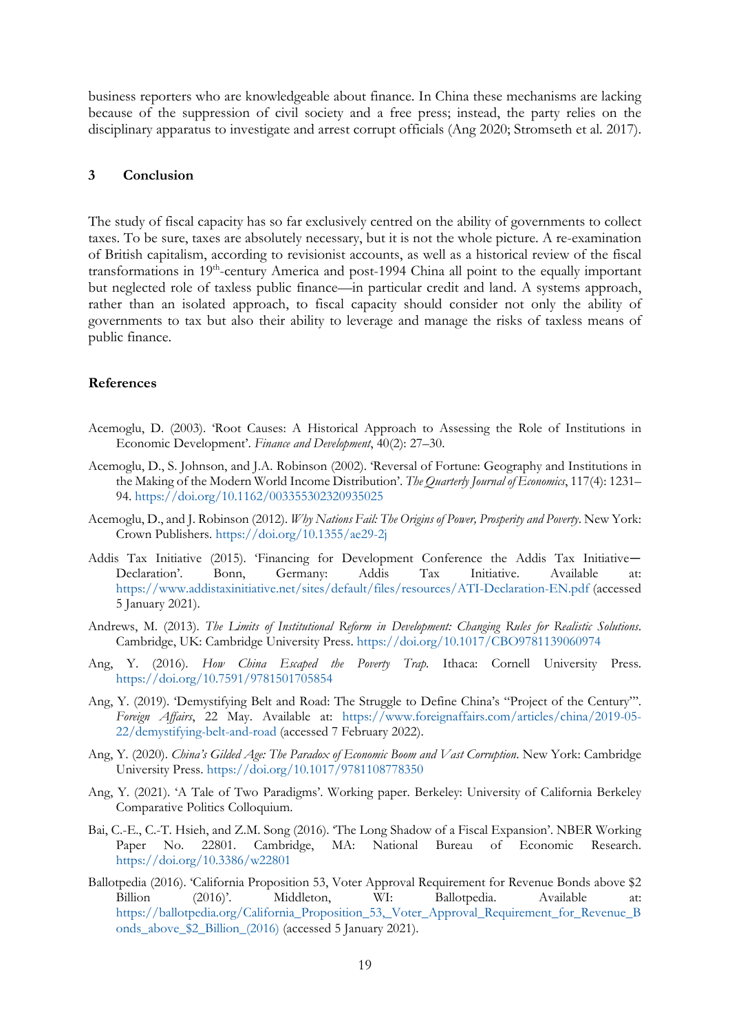business reporters who are knowledgeable about finance. In China these mechanisms are lacking because of the suppression of civil society and a free press; instead, the party relies on the disciplinary apparatus to investigate and arrest corrupt officials (Ang 2020; Stromseth et al. 2017).

## 3 Conclusion

The study of fiscal capacity has so far exclusively centred on the ability of governments to collect taxes. To be sure, taxes are absolutely necessary, but it is not the whole picture. A re-examination of British capitalism, according to revisionist accounts, as well as a historical review of the fiscal transformations in 19th-century America and post-1994 China all point to the equally important but neglected role of taxless public finance—in particular credit and land. A systems approach, rather than an isolated approach, to fiscal capacity should consider not only the ability of governments to tax but also their ability to leverage and manage the risks of taxless means of public finance.

## References

Acemoglu, D. (2003). 'Root Causes: A Historical Approach to Assessing the Role of Institutions in Economic Development'. *Finance and Development*, 40(2): 27–30.

Acemoglu, D., S. Johnson, and J.A. Robinson (2002). 'Reversal of Fortune: Geography and Institutions in the Making of the Modern World Income Distribution'. *The Quarterly Journal of Economics*, 117(4): 1231–94. https://doi.org/10.1162/003355302320935025

Acemoglu, D., and J. Robinson (2012). *Why Nations Fail: The Origins of Power, Prosperity and Poverty*. New York: Crown Publishers. https://doi.org/10.1355/ae29-2j

Addis Tax Initiative (2015). 'Financing for Development Conference the Addis Tax Initiative—Declaration'. Bonn, Germany: Addis Tax Initiative. Available at: https://www.addistaxinitiative.net/sites/default/files/resources/ATI-Declaration-EN.pdf (accessed 5 January 2021).

Andrews, M. (2013). *The Limits of Institutional Reform in Development: Changing Rules for Realistic Solutions*. Cambridge, UK: Cambridge University Press. https://doi.org/10.1017/CBO9781139060974

Ang, Y. (2016). *How China Escaped the Poverty Trap*. Ithaca: Cornell University Press. https://doi.org/10.7591/9781501705854

Ang, Y. (2019). 'Demystifying Belt and Road: The Struggle to Define China's "Project of the Century"'. *Foreign Affairs*, 22 May. Available at: https://www.foreignaffairs.com/articles/china/2019-05-22/demystifying-belt-and-road (accessed 7 February 2022).

Ang, Y. (2020). *China's Gilded Age: The Paradox of Economic Boom and Vast Corruption*. New York: Cambridge University Press. https://doi.org/10.1017/9781108778350

Ang, Y. (2021). 'A Tale of Two Paradigms'. Working paper. Berkeley: University of California Berkeley Comparative Politics Colloquium.

Bai, C.-E., C.-T. Hsieh, and Z.M. Song (2016). 'The Long Shadow of a Fiscal Expansion'. NBER Working Paper No. 22801. Cambridge, MA: National Bureau of Economic Research. https://doi.org/10.3386/w22801

Ballotpedia (2016). 'California Proposition 53, Voter Approval Requirement for Revenue Bonds above $2 Billion (2016)'. Middleton, WI: Ballotpedia. Available at: https://ballotpedia.org/California_Proposition_53,_Voter_Approval_Requirement_for_Revenue_Bonds_above_$2_Billion_(2016) (accessed 5 January 2021).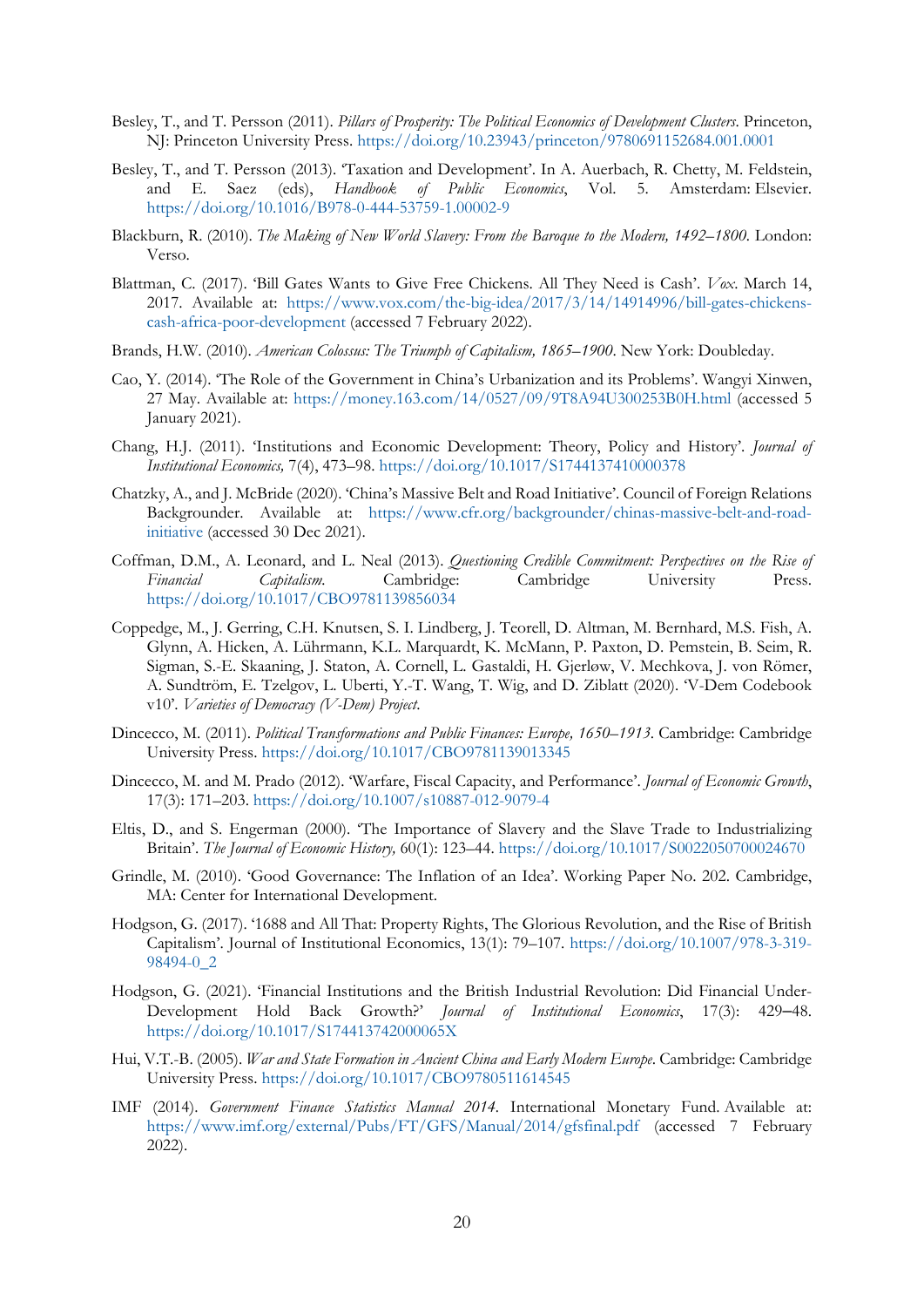Besley, T., and T. Persson (2011). *Pillars of Prosperity: The Political Economics of Development Clusters*. Princeton, NJ: Princeton University Press. https://doi.org/10.23943/princeton/9780691152684.001.0001

Besley, T., and T. Persson (2013). 'Taxation and Development'. In A. Auerbach, R. Chetty, M. Feldstein, and E. Saez (eds), *Handbook of Public Economics*, Vol. 5. Amsterdam: Elsevier. https://doi.org/10.1016/B978-0-444-53759-1.00002-9

Blackburn, R. (2010). *The Making of New World Slavery: From the Baroque to the Modern, 1492–1800*. London: Verso.

Blattman, C. (2017). 'Bill Gates Wants to Give Free Chickens. All They Need is Cash'. *Vox*. March 14, 2017. Available at: https://www.vox.com/the-big-idea/2017/3/14/14914996/bill-gates-chickens-cash-africa-poor-development (accessed 7 February 2022).

Brands, H.W. (2010). *American Colossus: The Triumph of Capitalism, 1865–1900*. New York: Doubleday.

Cao, Y. (2014). 'The Role of the Government in China's Urbanization and its Problems'. Wangyi Xinwen, 27 May. Available at: https://money.163.com/14/0527/09/9T8A94U300253B0H.html (accessed 5 January 2021).

Chang, H.J. (2011). 'Institutions and Economic Development: Theory, Policy and History'. *Journal of Institutional Economics,* 7(4), 473–98. https://doi.org/10.1017/S1744137410000378

Chatzky, A., and J. McBride (2020). 'China's Massive Belt and Road Initiative'. Council of Foreign Relations Backgrounder. Available at: https://www.cfr.org/backgrounder/chinas-massive-belt-and-road-initiative (accessed 30 Dec 2021).

Coffman, D.M., A. Leonard, and L. Neal (2013). *Questioning Credible Commitment: Perspectives on the Rise of Financial Capitalism.* Cambridge: Cambridge University Press. https://doi.org/10.1017/CBO9781139856034

Coppedge, M., J. Gerring, C.H. Knutsen, S. I. Lindberg, J. Teorell, D. Altman, M. Bernhard, M.S. Fish, A. Glynn, A. Hicken, A. Lührmann, K.L. Marquardt, K. McMann, P. Paxton, D. Pemstein, B. Seim, R. Sigman, S.-E. Skaaning, J. Staton, A. Cornell, L. Gastaldi, H. Gjerløw, V. Mechkova, J. von Römer, A. Sundtröm, E. Tzelgov, L. Uberti, Y.-T. Wang, T. Wig, and D. Ziblatt (2020). 'V-Dem Codebook v10'. *Varieties of Democracy (V-Dem) Project.*

Dincecco, M. (2011). *Political Transformations and Public Finances: Europe, 1650–1913*. Cambridge: Cambridge University Press. https://doi.org/10.1017/CBO9781139013345

Dincecco, M. and M. Prado (2012). 'Warfare, Fiscal Capacity, and Performance'. *Journal of Economic Growth*, 17(3): 171–203. https://doi.org/10.1007/s10887-012-9079-4

Eltis, D., and S. Engerman (2000). 'The Importance of Slavery and the Slave Trade to Industrializing Britain'. *The Journal of Economic History,* 60(1): 123–44. https://doi.org/10.1017/S0022050700024670

Grindle, M. (2010). 'Good Governance: The Inflation of an Idea'. Working Paper No. 202. Cambridge, MA: Center for International Development.

Hodgson, G. (2017). '1688 and All That: Property Rights, The Glorious Revolution, and the Rise of British Capitalism'. Journal of Institutional Economics, 13(1): 79–107. https://doi.org/10.1007/978-3-319-98494-0_2

Hodgson, G. (2021). 'Financial Institutions and the British Industrial Revolution: Did Financial Under-Development Hold Back Growth?' *Journal of Institutional Economics*, 17(3): 429–48. https://doi.org/10.1017/S174413742000065X

Hui, V.T.-B. (2005). *War and State Formation in Ancient China and Early Modern Europe*. Cambridge: Cambridge University Press. https://doi.org/10.1017/CBO9780511614545

IMF (2014). *Government Finance Statistics Manual 2014*. International Monetary Fund. Available at: https://www.imf.org/external/Pubs/FT/GFS/Manual/2014/gfsfinal.pdf (accessed 7 February 2022).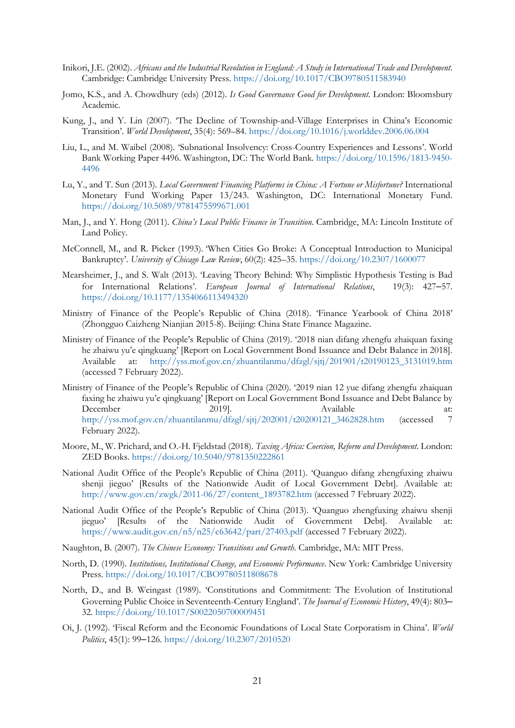Inikori, J.E. (2002). *Africans and the Industrial Revolution in England: A Study in International Trade and Development*. Cambridge: Cambridge University Press. https://doi.org/10.1017/CBO9780511583940

Jomo, K.S., and A. Chowdhury (eds) (2012). *Is Good Governance Good for Development.* London: Bloomsbury Academic.

Kung, J., and Y. Lin (2007). 'The Decline of Township-and-Village Enterprises in China's Economic Transition'. *World Development*, 35(4): 569–84. https://doi.org/10.1016/j.worlddev.2006.06.004

Liu, L., and M. Waibel (2008). 'Subnational Insolvency: Cross-Country Experiences and Lessons'. World Bank Working Paper 4496. Washington, DC: The World Bank. https://doi.org/10.1596/1813-9450-4496

Lu, Y., and T. Sun (2013). *Local Government Financing Platforms in China: A Fortune or Misfortune?* International Monetary Fund Working Paper 13/243. Washington, DC: International Monetary Fund. https://doi.org/10.5089/9781475599671.001

Man, J., and Y. Hong (2011). *China's Local Public Finance in Transition.* Cambridge, MA: Lincoln Institute of Land Policy.

McConnell, M., and R. Picker (1993). 'When Cities Go Broke: A Conceptual Introduction to Municipal Bankruptcy'. *University of Chicago Law Review*, 60(2): 425–35. https://doi.org/10.2307/1600077

Mearsheimer, J., and S. Walt (2013). 'Leaving Theory Behind: Why Simplistic Hypothesis Testing is Bad for International Relations'. *European Journal of International Relations*, 19(3): 427–57. https://doi.org/10.1177/1354066113494320

Ministry of Finance of the People's Republic of China (2018). 'Finance Yearbook of China 2018' (Zhongguo Caizheng Nianjian 2015-8). Beijing: China State Finance Magazine.

Ministry of Finance of the People's Republic of China (2019). '2018 nian difang zhengfu zhaiquan faxing he zhaiwu yu'e qingkuang' [Report on Local Government Bond Issuance and Debt Balance in 2018]. Available at: http://yss.mof.gov.cn/zhuantilanmu/dfzgl/sjtj/201901/t20190123_3131019.htm (accessed 7 February 2022).

Ministry of Finance of the People's Republic of China (2020). '2019 nian 12 yue difang zhengfu zhaiquan faxing he zhaiwu yu'e qingkuang' [Report on Local Government Bond Issuance and Debt Balance by December 2019]. Available at: http://yss.mof.gov.cn/zhuantilanmu/dfzgl/sjtj/202001/t20200121_3462828.htm (accessed 7 February 2022).

Moore, M., W. Prichard, and O.-H. Fjeldstad (2018). *Taxing Africa: Coercion, Reform and Development*. London: ZED Books. https://doi.org/10.5040/9781350222861

National Audit Office of the People's Republic of China (2011). 'Quanguo difang zhengfuxing zhaiwu shenji jieguo' [Results of the Nationwide Audit of Local Government Debt]. Available at: http://www.gov.cn/zwgk/2011-06/27/content_1893782.htm (accessed 7 February 2022).

National Audit Office of the People's Republic of China (2013). 'Quanguo zhengfuxing zhaiwu shenji jieguo' [Results of the Nationwide Audit of Government Debt]. Available at: https://www.audit.gov.cn/n5/n25/c63642/part/27403.pdf (accessed 7 February 2022).

Naughton, B. (2007). *The Chinese Economy: Transitions and Growth*. Cambridge, MA: MIT Press.

North, D. (1990). *Institutions, Institutional Change, and Economic Performance*. New York: Cambridge University Press. https://doi.org/10.1017/CBO9780511808678

North, D., and B. Weingast (1989). 'Constitutions and Commitment: The Evolution of Institutional Governing Public Choice in Seventeenth-Century England'. *The Journal of Economic History*, 49(4): 803–32. https://doi.org/10.1017/S0022050700009451

Oi, J. (1992). 'Fiscal Reform and the Economic Foundations of Local State Corporatism in China'. *World Politics*, 45(1): 99–126. https://doi.org/10.2307/2010520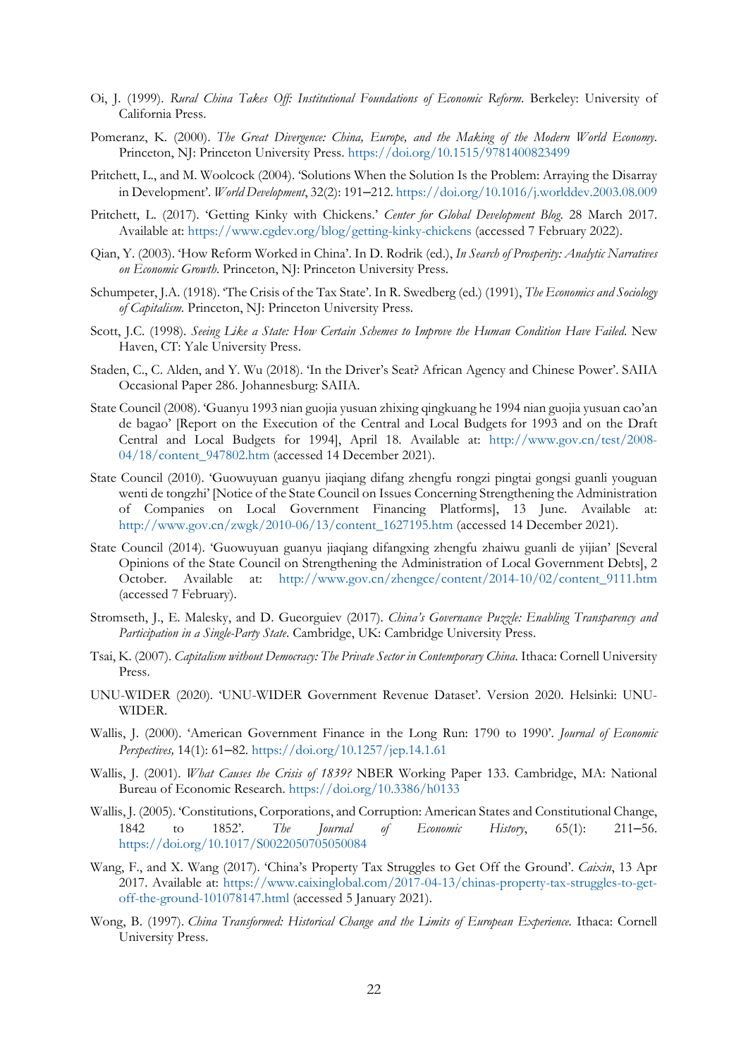Oi, J. (1999). *Rural China Takes Off: Institutional Foundations of Economic Reform*. Berkeley: University of California Press.

Pomeranz, K. (2000). *The Great Divergence: China, Europe, and the Making of the Modern World Economy*. Princeton, NJ: Princeton University Press. https://doi.org/10.1515/9781400823499

Pritchett, L., and M. Woolcock (2004). 'Solutions When the Solution Is the Problem: Arraying the Disarray in Development'. *World Development*, 32(2): 191–212. https://doi.org/10.1016/j.worlddev.2003.08.009

Pritchett, L. (2017). 'Getting Kinky with Chickens.' *Center for Global Development Blog*. 28 March 2017. Available at: https://www.cgdev.org/blog/getting-kinky-chickens (accessed 7 February 2022).

Qian, Y. (2003). 'How Reform Worked in China'. In D. Rodrik (ed.), *In Search of Prosperity: Analytic Narratives on Economic Growth*. Princeton, NJ: Princeton University Press.

Schumpeter, J.A. (1918). 'The Crisis of the Tax State'. In R. Swedberg (ed.) (1991), *The Economics and Sociology of Capitalism*. Princeton, NJ: Princeton University Press.

Scott, J.C. (1998). *Seeing Like a State: How Certain Schemes to Improve the Human Condition Have Failed*. New Haven, CT: Yale University Press.

Staden, C., C. Alden, and Y. Wu (2018). 'In the Driver's Seat? African Agency and Chinese Power'. SAIIA Occasional Paper 286. Johannesburg: SAIIA.

State Council (2008). 'Guanyu 1993 nian guojia yusuan zhixing qingkuang he 1994 nian guojia yusuan cao'an de bagao' [Report on the Execution of the Central and Local Budgets for 1993 and on the Draft Central and Local Budgets for 1994], April 18. Available at: http://www.gov.cn/test/2008-04/18/content_947802.htm (accessed 14 December 2021).

State Council (2010). 'Guowuyuan guanyu jiaqiang difang zhengfu rongzi pingtai gongsi guanli youguan wenti de tongzhi' [Notice of the State Council on Issues Concerning Strengthening the Administration of Companies on Local Government Financing Platforms], 13 June. Available at: http://www.gov.cn/zwgk/2010-06/13/content_1627195.htm (accessed 14 December 2021).

State Council (2014). 'Guowuyuan guanyu jiaqiang difangxing zhengfu zhaiwu guanli de yijian' [Several Opinions of the State Council on Strengthening the Administration of Local Government Debts], 2 October. Available at: http://www.gov.cn/zhengce/content/2014-10/02/content_9111.htm (accessed 7 February).

Stromseth, J., E. Malesky, and D. Gueorguiev (2017). *China's Governance Puzzle: Enabling Transparency and Participation in a Single-Party State*. Cambridge, UK: Cambridge University Press.

Tsai, K. (2007). *Capitalism without Democracy: The Private Sector in Contemporary China*. Ithaca: Cornell University Press.

UNU-WIDER (2020). 'UNU-WIDER Government Revenue Dataset'. Version 2020. Helsinki: UNU-WIDER.

Wallis, J. (2000). 'American Government Finance in the Long Run: 1790 to 1990'. *Journal of Economic Perspectives,* 14(1): 61–82. https://doi.org/10.1257/jep.14.1.61

Wallis, J. (2001). *What Causes the Crisis of 1839?* NBER Working Paper 133. Cambridge, MA: National Bureau of Economic Research. https://doi.org/10.3386/h0133

Wallis, J. (2005). 'Constitutions, Corporations, and Corruption: American States and Constitutional Change, 1842 to 1852'. *The Journal of Economic History*, 65(1): 211–56. https://doi.org/10.1017/S0022050705050084

Wang, F., and X. Wang (2017). 'China's Property Tax Struggles to Get Off the Ground'. *Caixin*, 13 Apr 2017. Available at: https://www.caixinglobal.com/2017-04-13/chinas-property-tax-struggles-to-get-off-the-ground-101078147.html (accessed 5 January 2021).

Wong, B. (1997). *China Transformed: Historical Change and the Limits of European Experience*. Ithaca: Cornell University Press.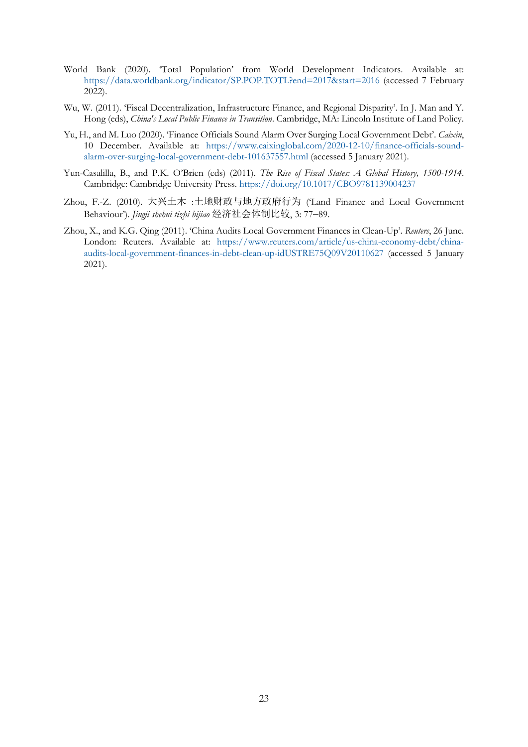World Bank (2020). 'Total Population' from World Development Indicators. Available at: https://data.worldbank.org/indicator/SP.POP.TOTL?end=2017&start=2016 (accessed 7 February 2022).

Wu, W. (2011). 'Fiscal Decentralization, Infrastructure Finance, and Regional Disparity'. In J. Man and Y. Hong (eds), *China's Local Public Finance in Transition*. Cambridge, MA: Lincoln Institute of Land Policy.

Yu, H., and M. Luo (2020). 'Finance Officials Sound Alarm Over Surging Local Government Debt'. *Caixin*, 10 December. Available at: https://www.caixinglobal.com/2020-12-10/finance-officials-sound-alarm-over-surging-local-government-debt-101637557.html (accessed 5 January 2021).

Yun-Casalilla, B., and P.K. O'Brien (eds) (2011). *The Rise of Fiscal States: A Global History, 1500-1914*. Cambridge: Cambridge University Press. https://doi.org/10.1017/CBO9781139004237

Zhou, F.-Z. (2010). 大兴土木 :土地财政与地方政府行为 ('Land Finance and Local Government Behaviour'). *Jingji shehui tizhi bijiao* 经济社会体制比较, 3: 77–89.

Zhou, X., and K.G. Qing (2011). 'China Audits Local Government Finances in Clean-Up'. *Reuters*, 26 June. London: Reuters. Available at: https://www.reuters.com/article/us-china-economy-debt/china-audits-local-government-finances-in-debt-clean-up-idUSTRE75Q09V20110627 (accessed 5 January 2021).